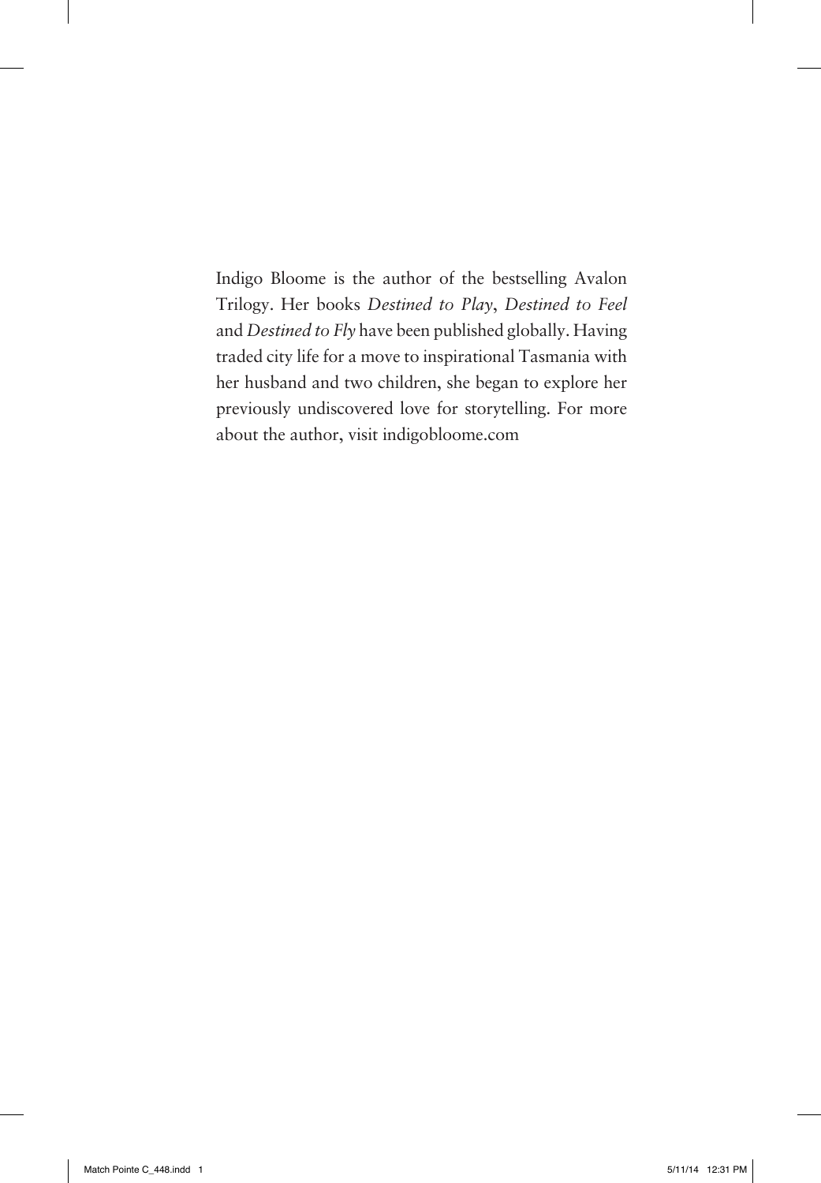Indigo Bloome is the author of the bestselling Avalon Trilogy. Her books *Destined to Play*, *Destined to Feel* and *Destined to Fly* have been published globally. Having traded city life for a move to inspirational Tasmania with her husband and two children, she began to explore her previously undiscovered love for storytelling. For more about the author, visit indigobloome.com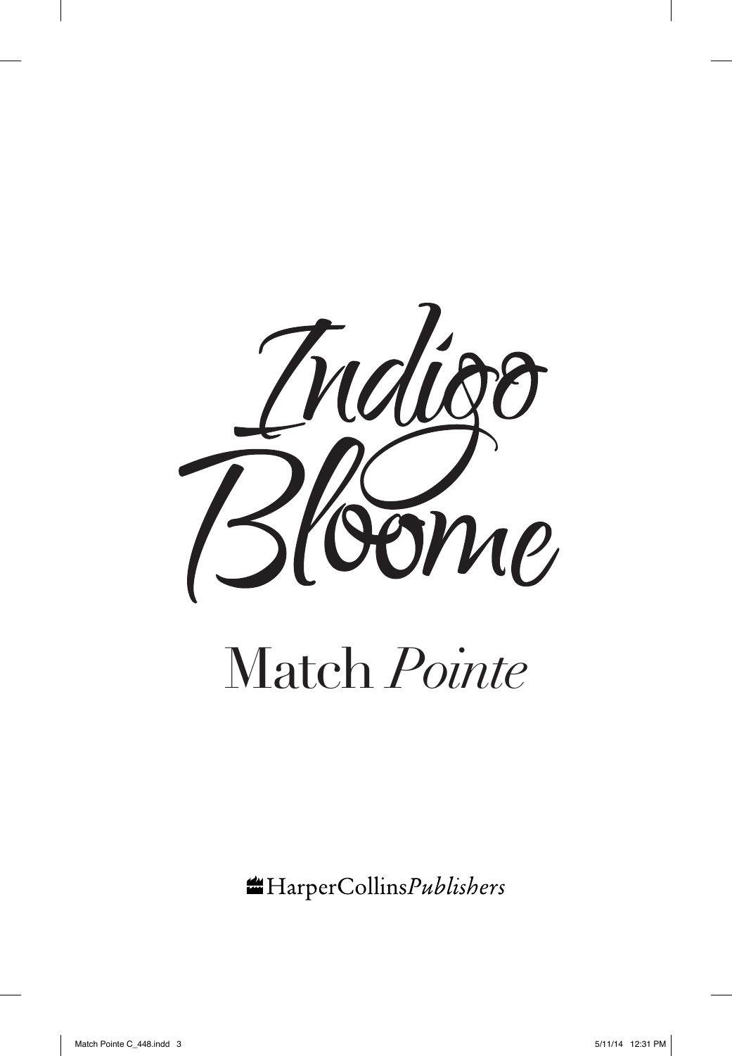# Indigo Bloome

## Match *Pointe*

HarperCollins*Publishers*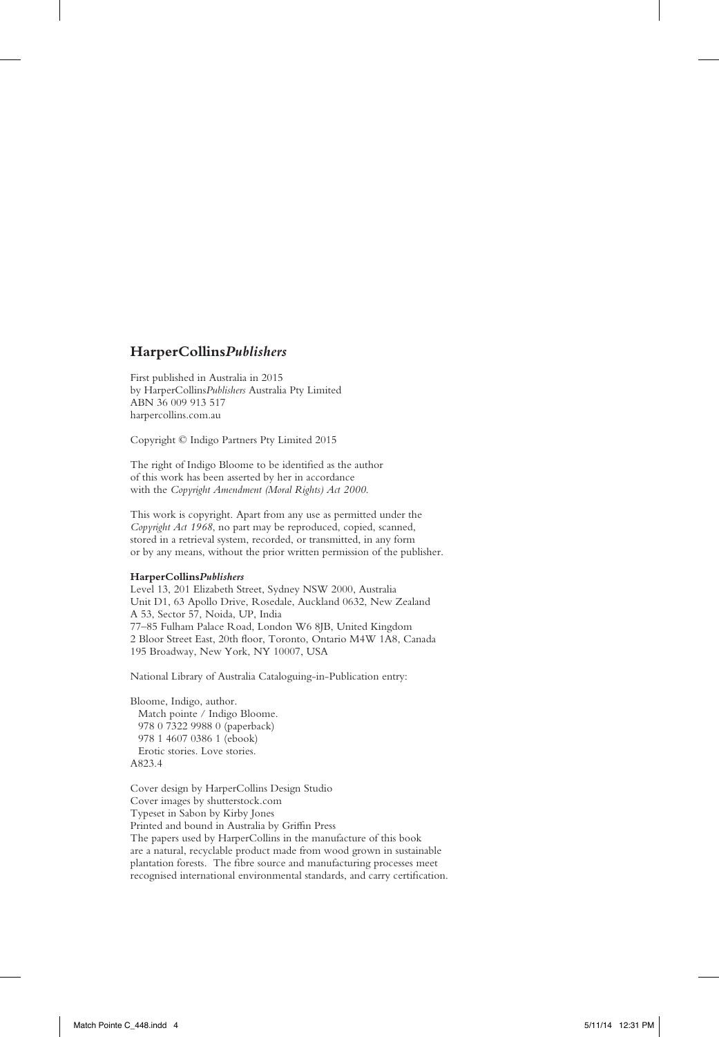**Harper***Collins***Publishers**

First published in Australia in 2015
by Harper*CollinsPublishers* Australia Pty Limited
ABN 36 009 913 517
harpercollins.com.au

Copyright © Indigo Partners Pty Limited 2015

The right of Indigo Bloome to be identified as the author
of this work has been asserted by her in accordance
with the *Copyright Amendment (Moral Rights) Act 2000.*

This work is copyright. Apart from any use as permitted under the
*Copyright Act 1968*, no part may be reproduced, copied, scanned,
stored in a retrieval system, recorded, or transmitted, in any form
or by any means, without the prior written permission of the publisher.

**HarperCollins*Publishers***
Level 13, 201 Elizabeth Street, Sydney NSW 2000, Australia
Unit D1, 63 Apollo Drive, Rosedale, Auckland 0632, New Zealand
A 53, Sector 57, Noida, UP, India
77–85 Fulham Palace Road, London W6 8JB, United Kingdom
2 Bloor Street East, 20th floor, Toronto, Ontario M4W 1A8, Canada
195 Broadway, New York, NY 10007, USA

National Library of Australia Cataloguing-in-Publication entry:

Bloome, Indigo, author.
Match pointe / Indigo Bloome.
978 0 7322 9988 0 (paperback)
978 1 4607 0386 1 (ebook)
Erotic stories. Love stories.
A823.4

Cover design by HarperCollins Design Studio
Cover images by shutterstock.com
Typeset in Sabon by Kirby Jones
Printed and bound in Australia by Griffin Press
The papers used by HarperCollins in the manufacture of this book
are a natural, recyclable product made from wood grown in sustainable
plantation forests. The fibre source and manufacturing processes meet
recognised international environmental standards, and carry certification.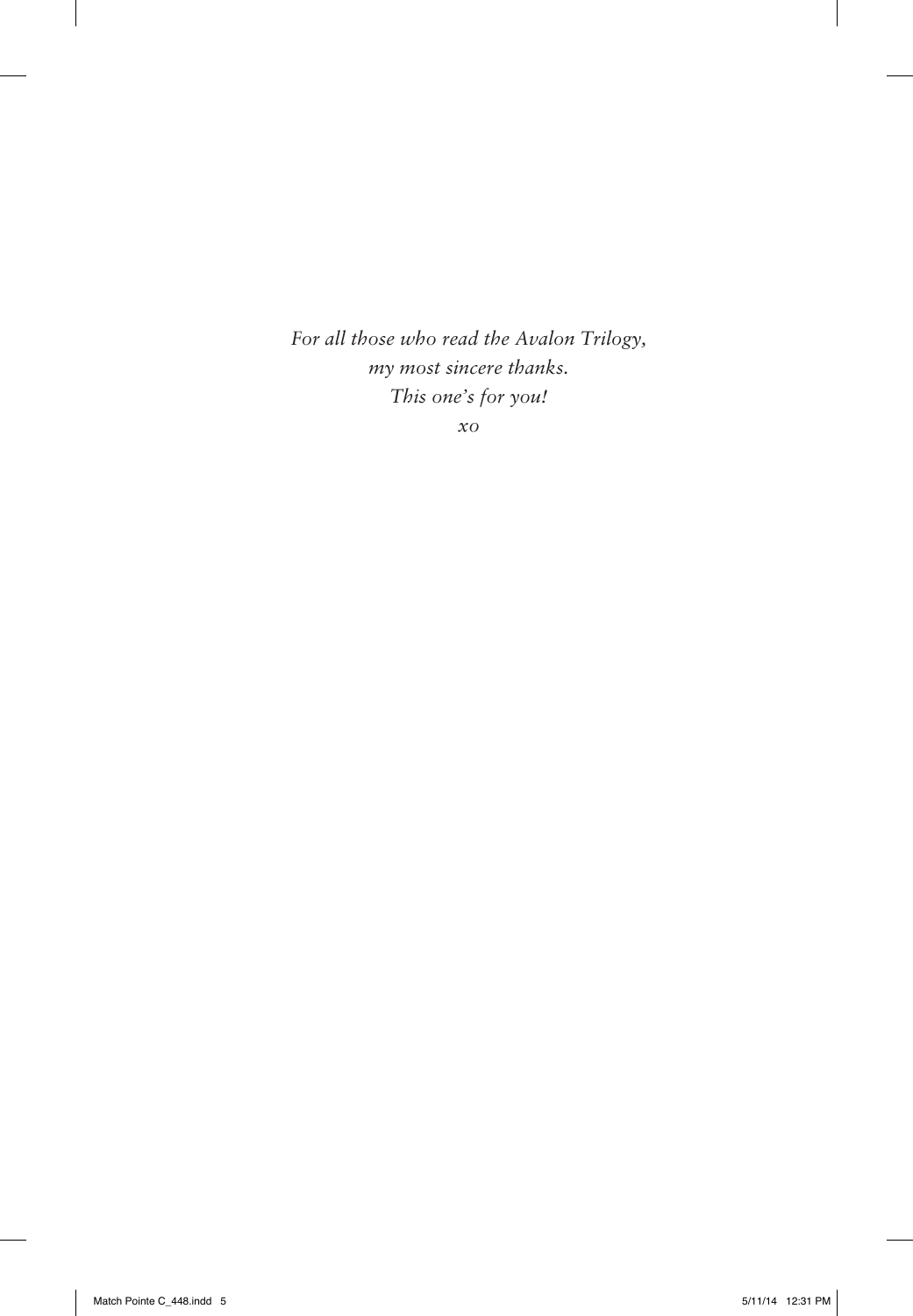*For all those who read the Avalon Trilogy,*
*my most sincere thanks.*
*This one's for you!*
*xo*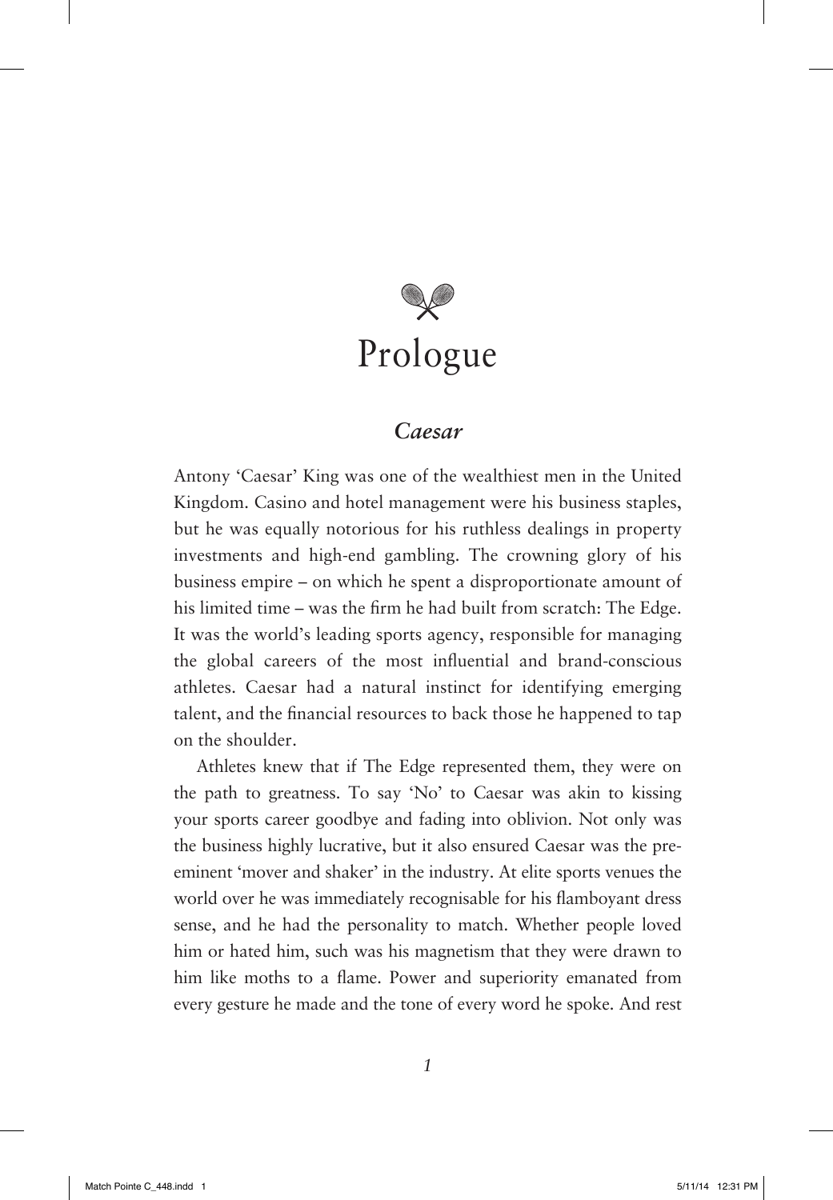# Prologue

## *Caesar*

Antony 'Caesar' King was one of the wealthiest men in the United Kingdom. Casino and hotel management were his business staples, but he was equally notorious for his ruthless dealings in property investments and high-end gambling. The crowning glory of his business empire – on which he spent a disproportionate amount of his limited time – was the firm he had built from scratch: The Edge. It was the world's leading sports agency, responsible for managing the global careers of the most influential and brand-conscious athletes. Caesar had a natural instinct for identifying emerging talent, and the financial resources to back those he happened to tap on the shoulder.

Athletes knew that if The Edge represented them, they were on the path to greatness. To say 'No' to Caesar was akin to kissing your sports career goodbye and fading into oblivion. Not only was the business highly lucrative, but it also ensured Caesar was the pre-eminent 'mover and shaker' in the industry. At elite sports venues the world over he was immediately recognisable for his flamboyant dress sense, and he had the personality to match. Whether people loved him or hated him, such was his magnetism that they were drawn to him like moths to a flame. Power and superiority emanated from every gesture he made and the tone of every word he spoke. And rest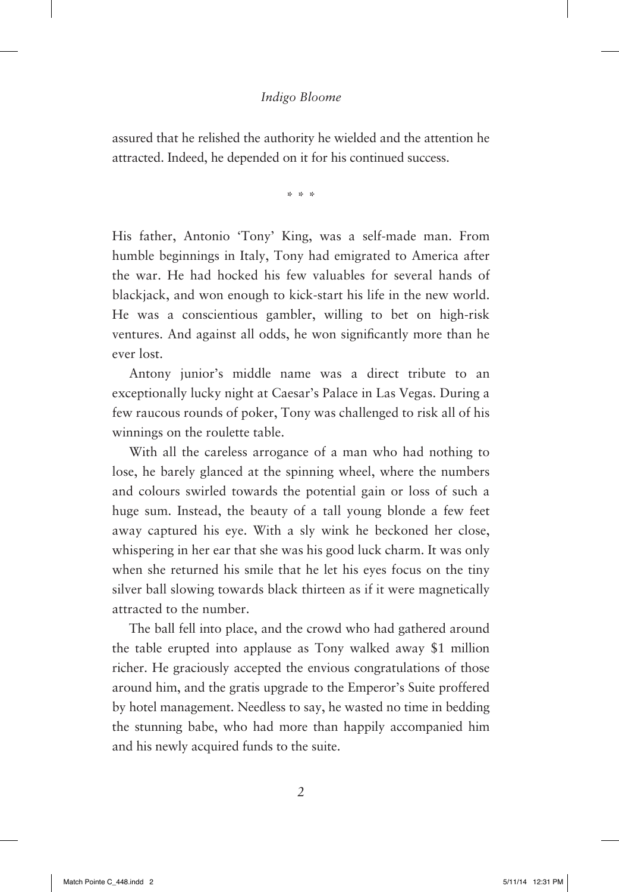assured that he relished the authority he wielded and the attention he attracted. Indeed, he depended on it for his continued success.

\* \* \*

His father, Antonio 'Tony' King, was a self-made man. From humble beginnings in Italy, Tony had emigrated to America after the war. He had hocked his few valuables for several hands of blackjack, and won enough to kick-start his life in the new world. He was a conscientious gambler, willing to bet on high-risk ventures. And against all odds, he won significantly more than he ever lost.

Antony junior's middle name was a direct tribute to an exceptionally lucky night at Caesar's Palace in Las Vegas. During a few raucous rounds of poker, Tony was challenged to risk all of his winnings on the roulette table.

With all the careless arrogance of a man who had nothing to lose, he barely glanced at the spinning wheel, where the numbers and colours swirled towards the potential gain or loss of such a huge sum. Instead, the beauty of a tall young blonde a few feet away captured his eye. With a sly wink he beckoned her close, whispering in her ear that she was his good luck charm. It was only when she returned his smile that he let his eyes focus on the tiny silver ball slowing towards black thirteen as if it were magnetically attracted to the number.

The ball fell into place, and the crowd who had gathered around the table erupted into applause as Tony walked away $1 million richer. He graciously accepted the envious congratulations of those around him, and the gratis upgrade to the Emperor's Suite proffered by hotel management. Needless to say, he wasted no time in bedding the stunning babe, who had more than happily accompanied him and his newly acquired funds to the suite.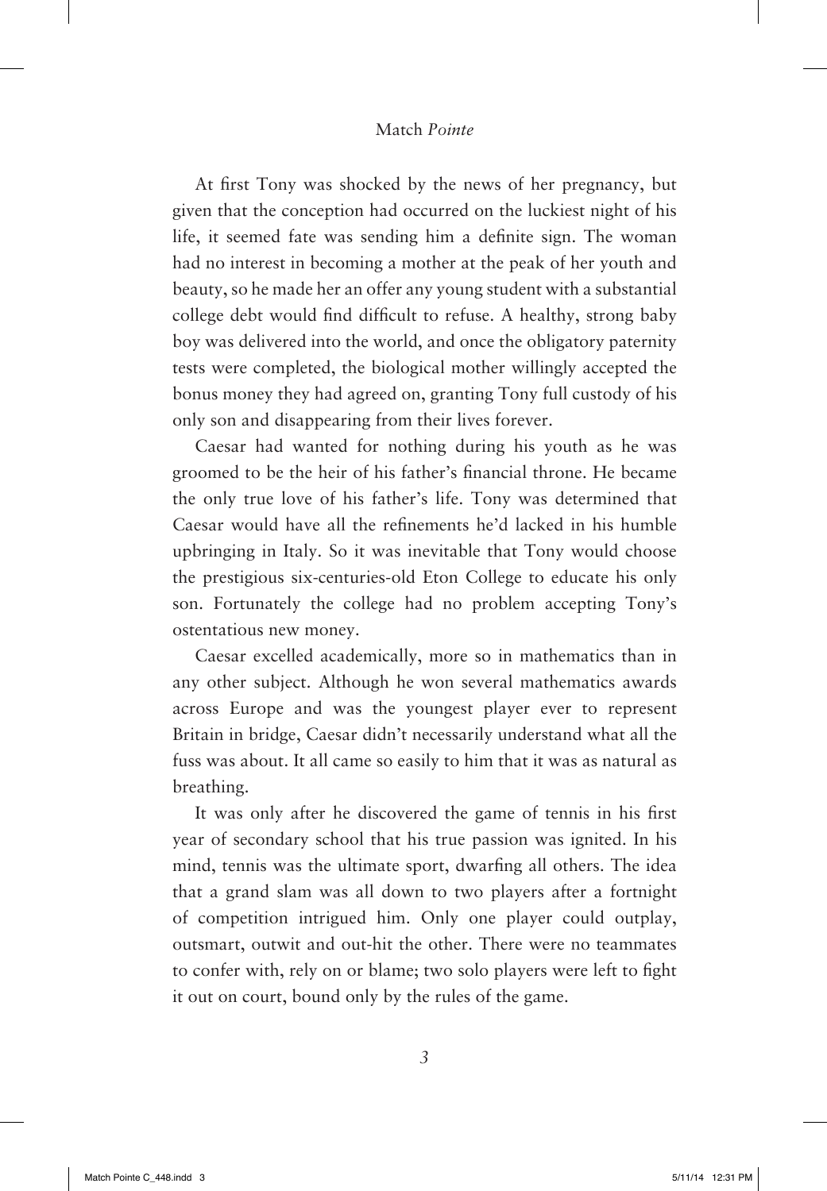At first Tony was shocked by the news of her pregnancy, but given that the conception had occurred on the luckiest night of his life, it seemed fate was sending him a definite sign. The woman had no interest in becoming a mother at the peak of her youth and beauty, so he made her an offer any young student with a substantial college debt would find difficult to refuse. A healthy, strong baby boy was delivered into the world, and once the obligatory paternity tests were completed, the biological mother willingly accepted the bonus money they had agreed on, granting Tony full custody of his only son and disappearing from their lives forever.

Caesar had wanted for nothing during his youth as he was groomed to be the heir of his father's financial throne. He became the only true love of his father's life. Tony was determined that Caesar would have all the refinements he'd lacked in his humble upbringing in Italy. So it was inevitable that Tony would choose the prestigious six-centuries-old Eton College to educate his only son. Fortunately the college had no problem accepting Tony's ostentatious new money.

Caesar excelled academically, more so in mathematics than in any other subject. Although he won several mathematics awards across Europe and was the youngest player ever to represent Britain in bridge, Caesar didn't necessarily understand what all the fuss was about. It all came so easily to him that it was as natural as breathing.

It was only after he discovered the game of tennis in his first year of secondary school that his true passion was ignited. In his mind, tennis was the ultimate sport, dwarfing all others. The idea that a grand slam was all down to two players after a fortnight of competition intrigued him. Only one player could outplay, outsmart, outwit and out-hit the other. There were no teammates to confer with, rely on or blame; two solo players were left to fight it out on court, bound only by the rules of the game.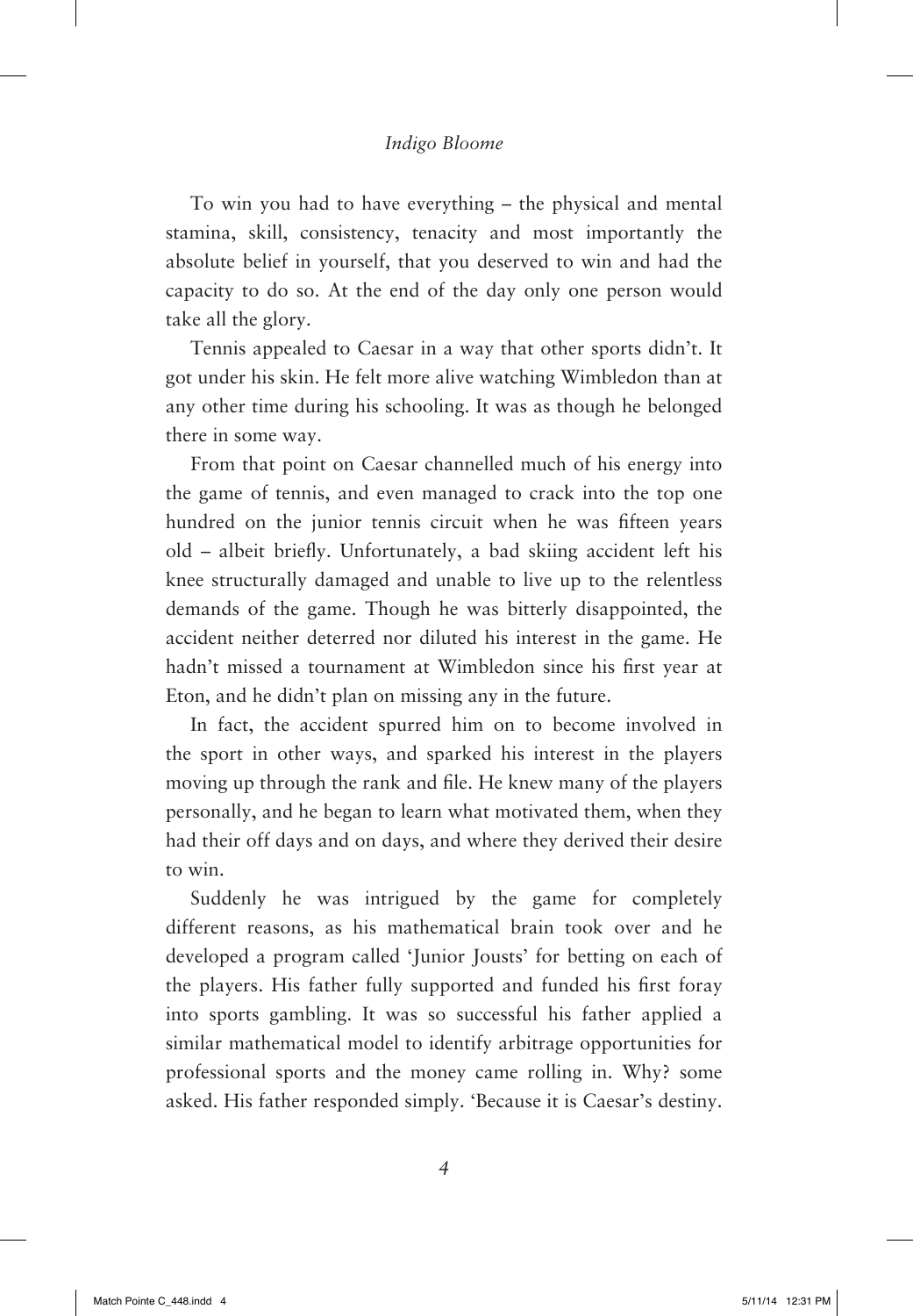To win you had to have everything – the physical and mental stamina, skill, consistency, tenacity and most importantly the absolute belief in yourself, that you deserved to win and had the capacity to do so. At the end of the day only one person would take all the glory.

Tennis appealed to Caesar in a way that other sports didn't. It got under his skin. He felt more alive watching Wimbledon than at any other time during his schooling. It was as though he belonged there in some way.

From that point on Caesar channelled much of his energy into the game of tennis, and even managed to crack into the top one hundred on the junior tennis circuit when he was fifteen years old – albeit briefly. Unfortunately, a bad skiing accident left his knee structurally damaged and unable to live up to the relentless demands of the game. Though he was bitterly disappointed, the accident neither deterred nor diluted his interest in the game. He hadn't missed a tournament at Wimbledon since his first year at Eton, and he didn't plan on missing any in the future.

In fact, the accident spurred him on to become involved in the sport in other ways, and sparked his interest in the players moving up through the rank and file. He knew many of the players personally, and he began to learn what motivated them, when they had their off days and on days, and where they derived their desire to win.

Suddenly he was intrigued by the game for completely different reasons, as his mathematical brain took over and he developed a program called 'Junior Jousts' for betting on each of the players. His father fully supported and funded his first foray into sports gambling. It was so successful his father applied a similar mathematical model to identify arbitrage opportunities for professional sports and the money came rolling in. Why? some asked. His father responded simply. 'Because it is Caesar's destiny.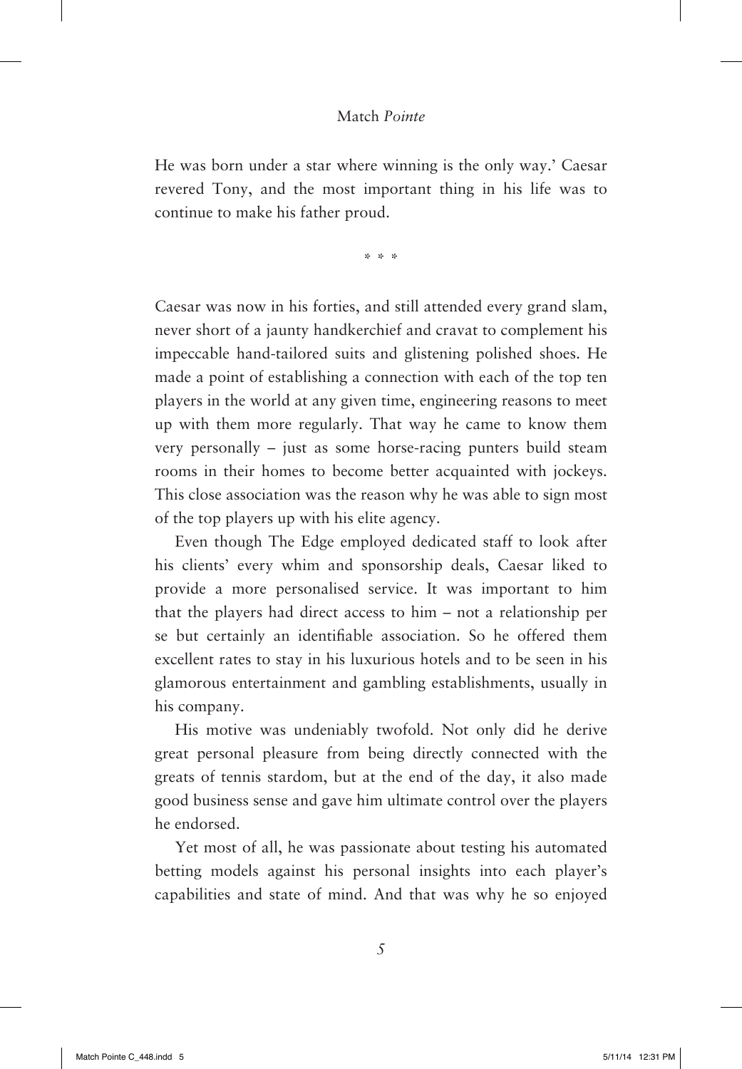He was born under a star where winning is the only way.' Caesar revered Tony, and the most important thing in his life was to continue to make his father proud.

\* \* \*

Caesar was now in his forties, and still attended every grand slam, never short of a jaunty handkerchief and cravat to complement his impeccable hand-tailored suits and glistening polished shoes. He made a point of establishing a connection with each of the top ten players in the world at any given time, engineering reasons to meet up with them more regularly. That way he came to know them very personally – just as some horse-racing punters build steam rooms in their homes to become better acquainted with jockeys. This close association was the reason why he was able to sign most of the top players up with his elite agency.

Even though The Edge employed dedicated staff to look after his clients' every whim and sponsorship deals, Caesar liked to provide a more personalised service. It was important to him that the players had direct access to him – not a relationship per se but certainly an identifiable association. So he offered them excellent rates to stay in his luxurious hotels and to be seen in his glamorous entertainment and gambling establishments, usually in his company.

His motive was undeniably twofold. Not only did he derive great personal pleasure from being directly connected with the greats of tennis stardom, but at the end of the day, it also made good business sense and gave him ultimate control over the players he endorsed.

Yet most of all, he was passionate about testing his automated betting models against his personal insights into each player's capabilities and state of mind. And that was why he so enjoyed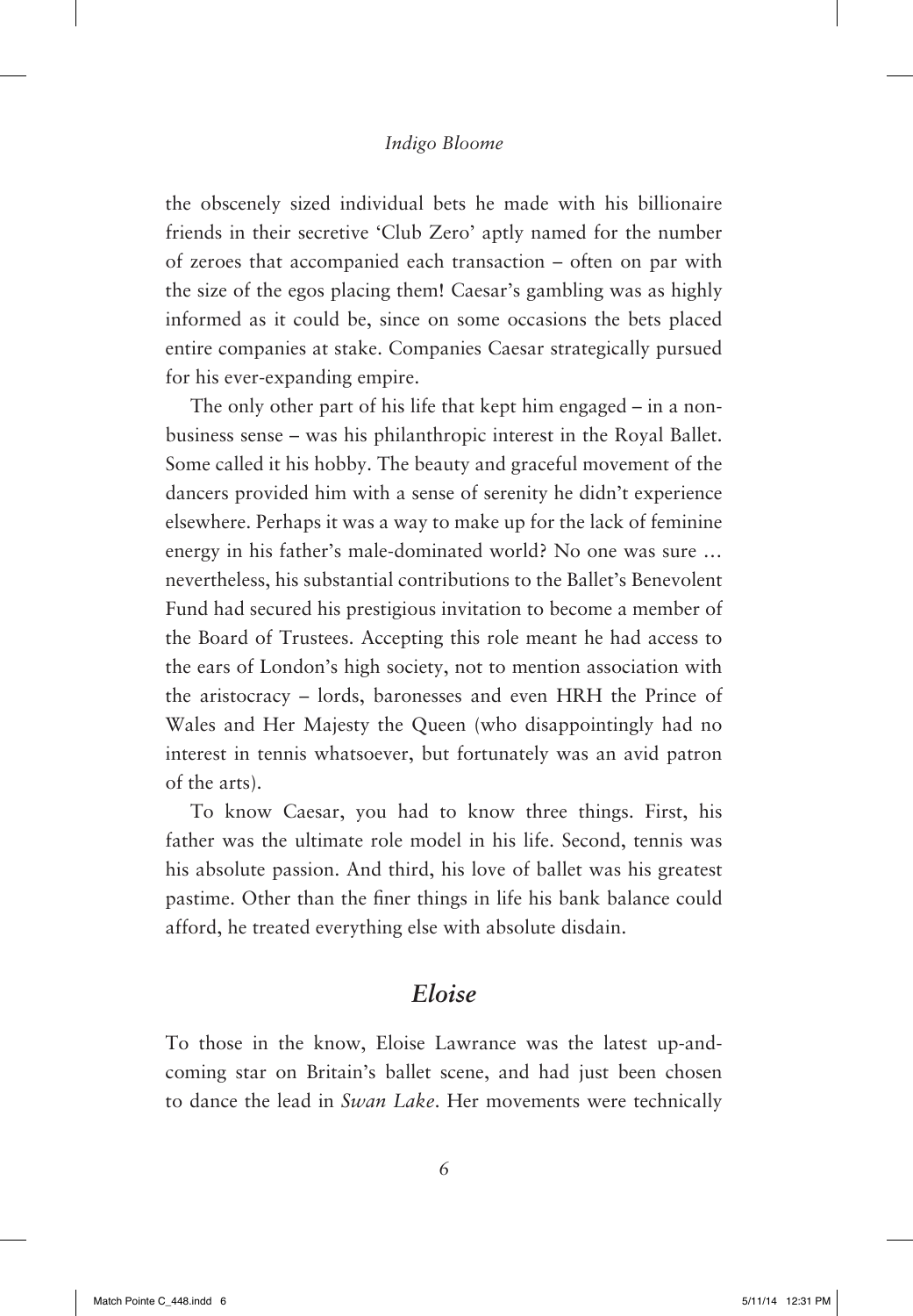the obscenely sized individual bets he made with his billionaire friends in their secretive 'Club Zero' aptly named for the number of zeroes that accompanied each transaction – often on par with the size of the egos placing them! Caesar's gambling was as highly informed as it could be, since on some occasions the bets placed entire companies at stake. Companies Caesar strategically pursued for his ever-expanding empire.

The only other part of his life that kept him engaged – in a non-business sense – was his philanthropic interest in the Royal Ballet. Some called it his hobby. The beauty and graceful movement of the dancers provided him with a sense of serenity he didn't experience elsewhere. Perhaps it was a way to make up for the lack of feminine energy in his father's male-dominated world? No one was sure … nevertheless, his substantial contributions to the Ballet's Benevolent Fund had secured his prestigious invitation to become a member of the Board of Trustees. Accepting this role meant he had access to the ears of London's high society, not to mention association with the aristocracy – lords, baronesses and even HRH the Prince of Wales and Her Majesty the Queen (who disappointingly had no interest in tennis whatsoever, but fortunately was an avid patron of the arts).

To know Caesar, you had to know three things. First, his father was the ultimate role model in his life. Second, tennis was his absolute passion. And third, his love of ballet was his greatest pastime. Other than the finer things in life his bank balance could afford, he treated everything else with absolute disdain.

## *Eloise*

To those in the know, Eloise Lawrance was the latest up-and-coming star on Britain's ballet scene, and had just been chosen to dance the lead in *Swan Lake*. Her movements were technically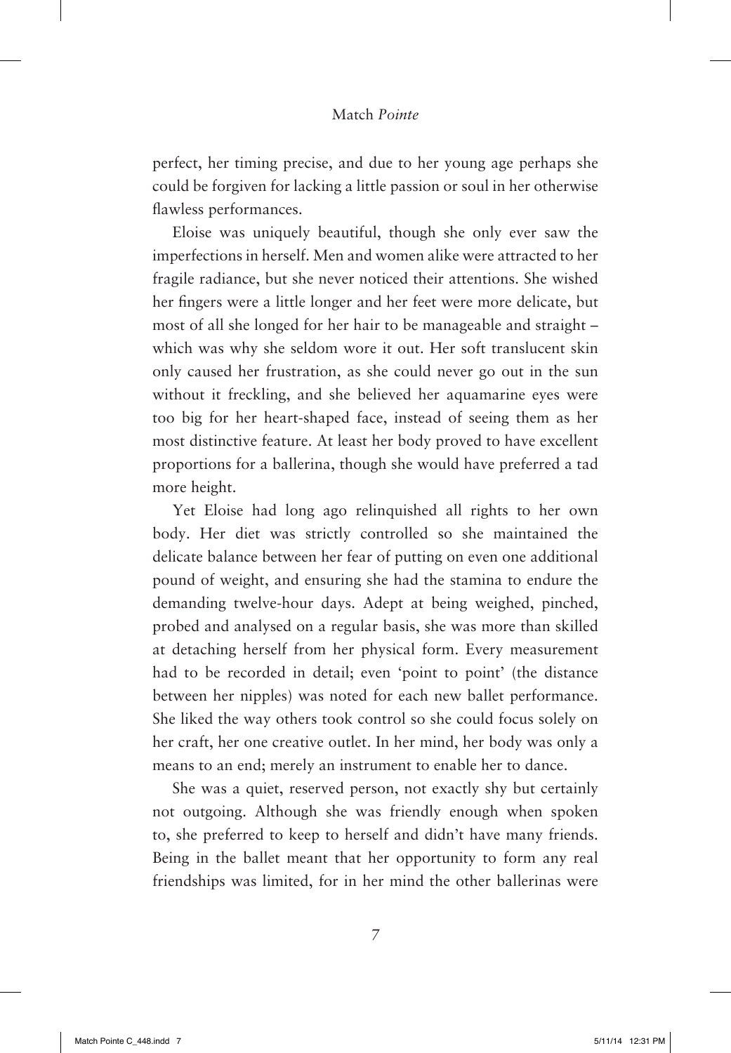perfect, her timing precise, and due to her young age perhaps she could be forgiven for lacking a little passion or soul in her otherwise flawless performances.

Eloise was uniquely beautiful, though she only ever saw the imperfections in herself. Men and women alike were attracted to her fragile radiance, but she never noticed their attentions. She wished her fingers were a little longer and her feet were more delicate, but most of all she longed for her hair to be manageable and straight – which was why she seldom wore it out. Her soft translucent skin only caused her frustration, as she could never go out in the sun without it freckling, and she believed her aquamarine eyes were too big for her heart-shaped face, instead of seeing them as her most distinctive feature. At least her body proved to have excellent proportions for a ballerina, though she would have preferred a tad more height.

Yet Eloise had long ago relinquished all rights to her own body. Her diet was strictly controlled so she maintained the delicate balance between her fear of putting on even one additional pound of weight, and ensuring she had the stamina to endure the demanding twelve-hour days. Adept at being weighed, pinched, probed and analysed on a regular basis, she was more than skilled at detaching herself from her physical form. Every measurement had to be recorded in detail; even 'point to point' (the distance between her nipples) was noted for each new ballet performance. She liked the way others took control so she could focus solely on her craft, her one creative outlet. In her mind, her body was only a means to an end; merely an instrument to enable her to dance.

She was a quiet, reserved person, not exactly shy but certainly not outgoing. Although she was friendly enough when spoken to, she preferred to keep to herself and didn't have many friends. Being in the ballet meant that her opportunity to form any real friendships was limited, for in her mind the other ballerinas were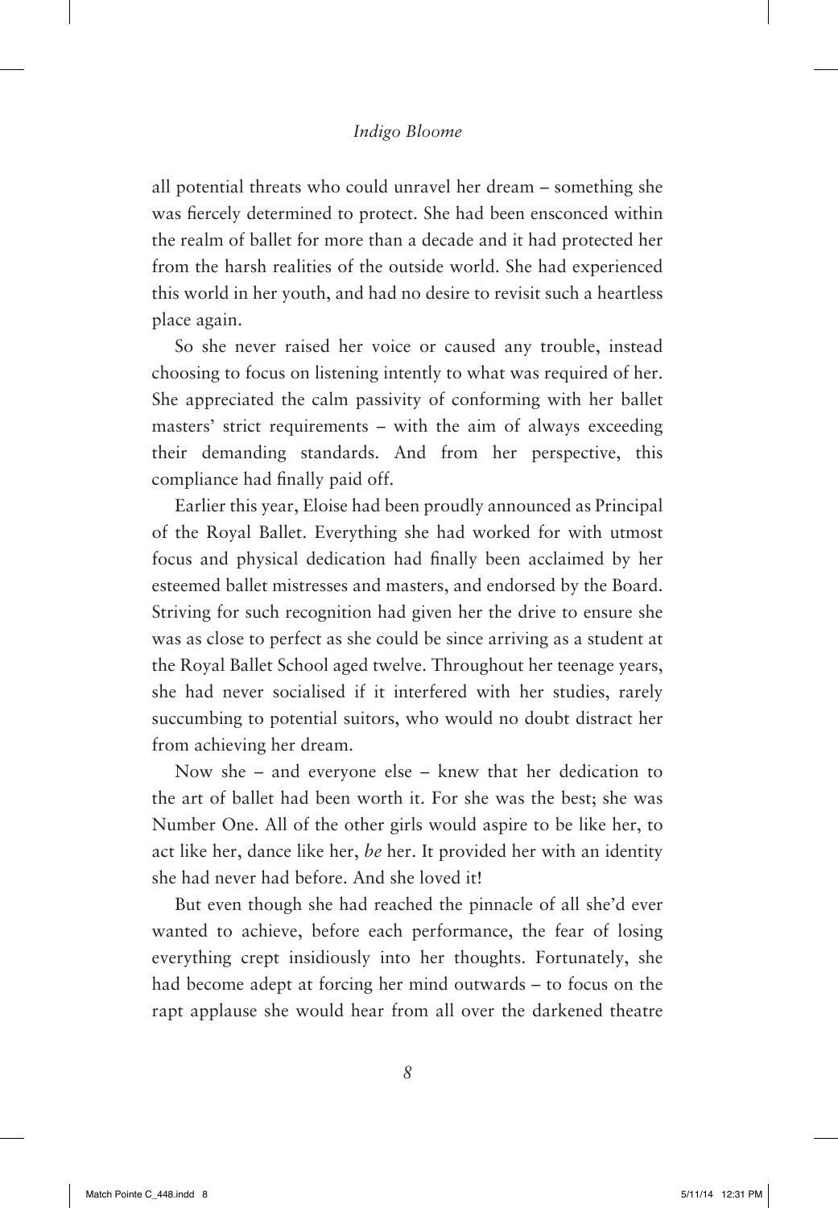all potential threats who could unravel her dream – something she was fiercely determined to protect. She had been ensconced within the realm of ballet for more than a decade and it had protected her from the harsh realities of the outside world. She had experienced this world in her youth, and had no desire to revisit such a heartless place again.

So she never raised her voice or caused any trouble, instead choosing to focus on listening intently to what was required of her. She appreciated the calm passivity of conforming with her ballet masters' strict requirements – with the aim of always exceeding their demanding standards. And from her perspective, this compliance had finally paid off.

Earlier this year, Eloise had been proudly announced as Principal of the Royal Ballet. Everything she had worked for with utmost focus and physical dedication had finally been acclaimed by her esteemed ballet mistresses and masters, and endorsed by the Board. Striving for such recognition had given her the drive to ensure she was as close to perfect as she could be since arriving as a student at the Royal Ballet School aged twelve. Throughout her teenage years, she had never socialised if it interfered with her studies, rarely succumbing to potential suitors, who would no doubt distract her from achieving her dream.

Now she – and everyone else – knew that her dedication to the art of ballet had been worth it. For she was the best; she was Number One. All of the other girls would aspire to be like her, to act like her, dance like her, *be* her. It provided her with an identity she had never had before. And she loved it!

But even though she had reached the pinnacle of all she'd ever wanted to achieve, before each performance, the fear of losing everything crept insidiously into her thoughts. Fortunately, she had become adept at forcing her mind outwards – to focus on the rapt applause she would hear from all over the darkened theatre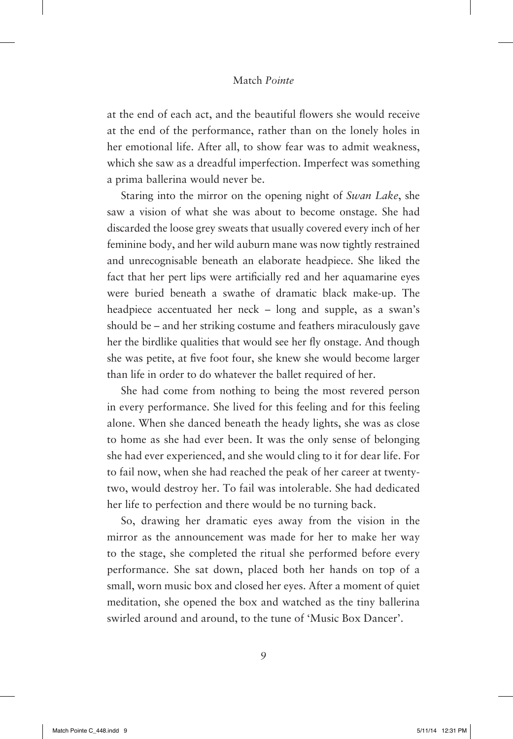at the end of each act, and the beautiful flowers she would receive at the end of the performance, rather than on the lonely holes in her emotional life. After all, to show fear was to admit weakness, which she saw as a dreadful imperfection. Imperfect was something a prima ballerina would never be.

Staring into the mirror on the opening night of *Swan Lake*, she saw a vision of what she was about to become onstage. She had discarded the loose grey sweats that usually covered every inch of her feminine body, and her wild auburn mane was now tightly restrained and unrecognisable beneath an elaborate headpiece. She liked the fact that her pert lips were artificially red and her aquamarine eyes were buried beneath a swathe of dramatic black make-up. The headpiece accentuated her neck – long and supple, as a swan's should be – and her striking costume and feathers miraculously gave her the birdlike qualities that would see her fly onstage. And though she was petite, at five foot four, she knew she would become larger than life in order to do whatever the ballet required of her.

She had come from nothing to being the most revered person in every performance. She lived for this feeling and for this feeling alone. When she danced beneath the heady lights, she was as close to home as she had ever been. It was the only sense of belonging she had ever experienced, and she would cling to it for dear life. For to fail now, when she had reached the peak of her career at twenty-two, would destroy her. To fail was intolerable. She had dedicated her life to perfection and there would be no turning back.

So, drawing her dramatic eyes away from the vision in the mirror as the announcement was made for her to make her way to the stage, she completed the ritual she performed before every performance. She sat down, placed both her hands on top of a small, worn music box and closed her eyes. After a moment of quiet meditation, she opened the box and watched as the tiny ballerina swirled around and around, to the tune of 'Music Box Dancer'.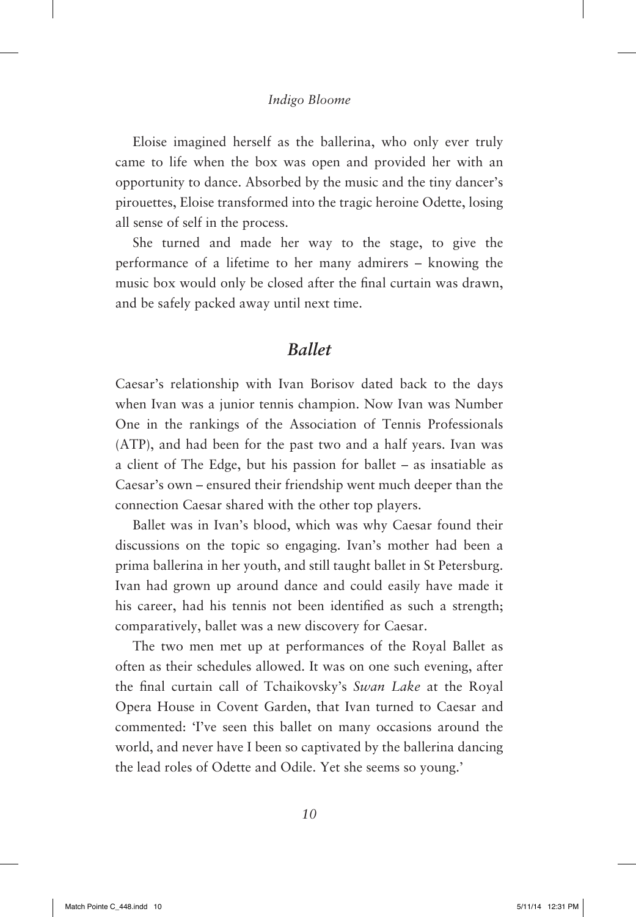Eloise imagined herself as the ballerina, who only ever truly came to life when the box was open and provided her with an opportunity to dance. Absorbed by the music and the tiny dancer's pirouettes, Eloise transformed into the tragic heroine Odette, losing all sense of self in the process.

She turned and made her way to the stage, to give the performance of a lifetime to her many admirers – knowing the music box would only be closed after the final curtain was drawn, and be safely packed away until next time.

## *Ballet*

Caesar's relationship with Ivan Borisov dated back to the days when Ivan was a junior tennis champion. Now Ivan was Number One in the rankings of the Association of Tennis Professionals (ATP), and had been for the past two and a half years. Ivan was a client of The Edge, but his passion for ballet – as insatiable as Caesar's own – ensured their friendship went much deeper than the connection Caesar shared with the other top players.

Ballet was in Ivan's blood, which was why Caesar found their discussions on the topic so engaging. Ivan's mother had been a prima ballerina in her youth, and still taught ballet in St Petersburg. Ivan had grown up around dance and could easily have made it his career, had his tennis not been identified as such a strength; comparatively, ballet was a new discovery for Caesar.

The two men met up at performances of the Royal Ballet as often as their schedules allowed. It was on one such evening, after the final curtain call of Tchaikovsky's *Swan Lake* at the Royal Opera House in Covent Garden, that Ivan turned to Caesar and commented: 'I've seen this ballet on many occasions around the world, and never have I been so captivated by the ballerina dancing the lead roles of Odette and Odile. Yet she seems so young.'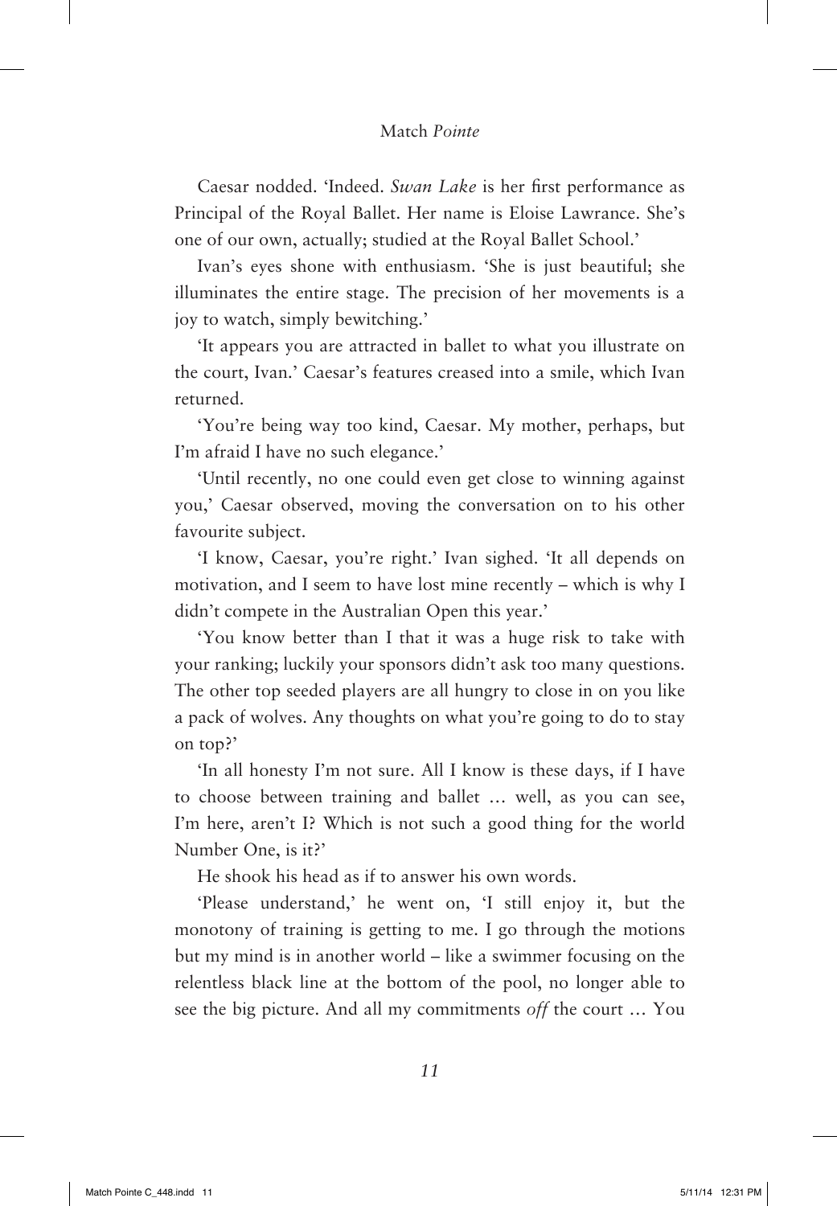Caesar nodded. 'Indeed. *Swan Lake* is her first performance as Principal of the Royal Ballet. Her name is Eloise Lawrance. She's one of our own, actually; studied at the Royal Ballet School.'

Ivan's eyes shone with enthusiasm. 'She is just beautiful; she illuminates the entire stage. The precision of her movements is a joy to watch, simply bewitching.'

'It appears you are attracted in ballet to what you illustrate on the court, Ivan.' Caesar's features creased into a smile, which Ivan returned.

'You're being way too kind, Caesar. My mother, perhaps, but I'm afraid I have no such elegance.'

'Until recently, no one could even get close to winning against you,' Caesar observed, moving the conversation on to his other favourite subject.

'I know, Caesar, you're right.' Ivan sighed. 'It all depends on motivation, and I seem to have lost mine recently – which is why I didn't compete in the Australian Open this year.'

'You know better than I that it was a huge risk to take with your ranking; luckily your sponsors didn't ask too many questions. The other top seeded players are all hungry to close in on you like a pack of wolves. Any thoughts on what you're going to do to stay on top?'

'In all honesty I'm not sure. All I know is these days, if I have to choose between training and ballet … well, as you can see, I'm here, aren't I? Which is not such a good thing for the world Number One, is it?'

He shook his head as if to answer his own words.

'Please understand,' he went on, 'I still enjoy it, but the monotony of training is getting to me. I go through the motions but my mind is in another world – like a swimmer focusing on the relentless black line at the bottom of the pool, no longer able to see the big picture. And all my commitments *off* the court … You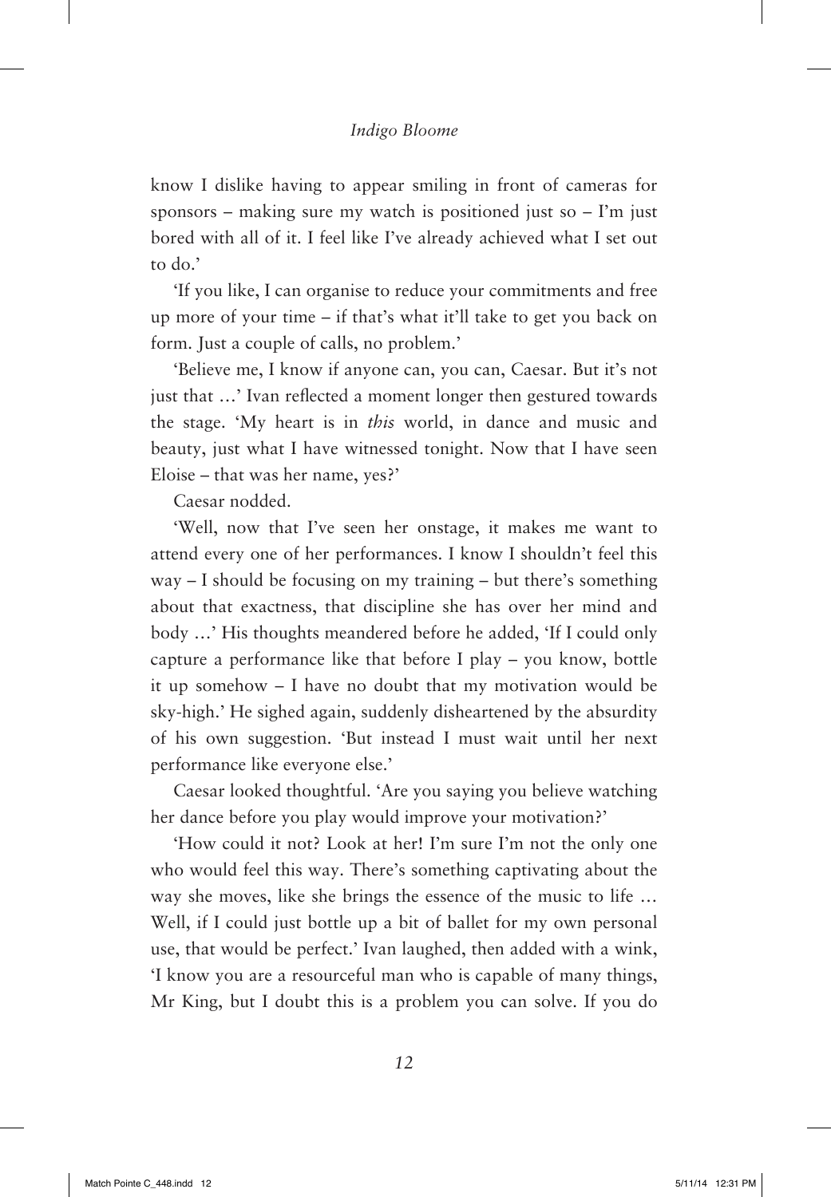know I dislike having to appear smiling in front of cameras for sponsors – making sure my watch is positioned just so – I'm just bored with all of it. I feel like I've already achieved what I set out to do.'

'If you like, I can organise to reduce your commitments and free up more of your time – if that's what it'll take to get you back on form. Just a couple of calls, no problem.'

'Believe me, I know if anyone can, you can, Caesar. But it's not just that …' Ivan reflected a moment longer then gestured towards the stage. 'My heart is in *this* world, in dance and music and beauty, just what I have witnessed tonight. Now that I have seen Eloise – that was her name, yes?'

Caesar nodded.

'Well, now that I've seen her onstage, it makes me want to attend every one of her performances. I know I shouldn't feel this way – I should be focusing on my training – but there's something about that exactness, that discipline she has over her mind and body …' His thoughts meandered before he added, 'If I could only capture a performance like that before I play – you know, bottle it up somehow – I have no doubt that my motivation would be sky-high.' He sighed again, suddenly disheartened by the absurdity of his own suggestion. 'But instead I must wait until her next performance like everyone else.'

Caesar looked thoughtful. 'Are you saying you believe watching her dance before you play would improve your motivation?'

'How could it not? Look at her! I'm sure I'm not the only one who would feel this way. There's something captivating about the way she moves, like she brings the essence of the music to life … Well, if I could just bottle up a bit of ballet for my own personal use, that would be perfect.' Ivan laughed, then added with a wink, 'I know you are a resourceful man who is capable of many things, Mr King, but I doubt this is a problem you can solve. If you do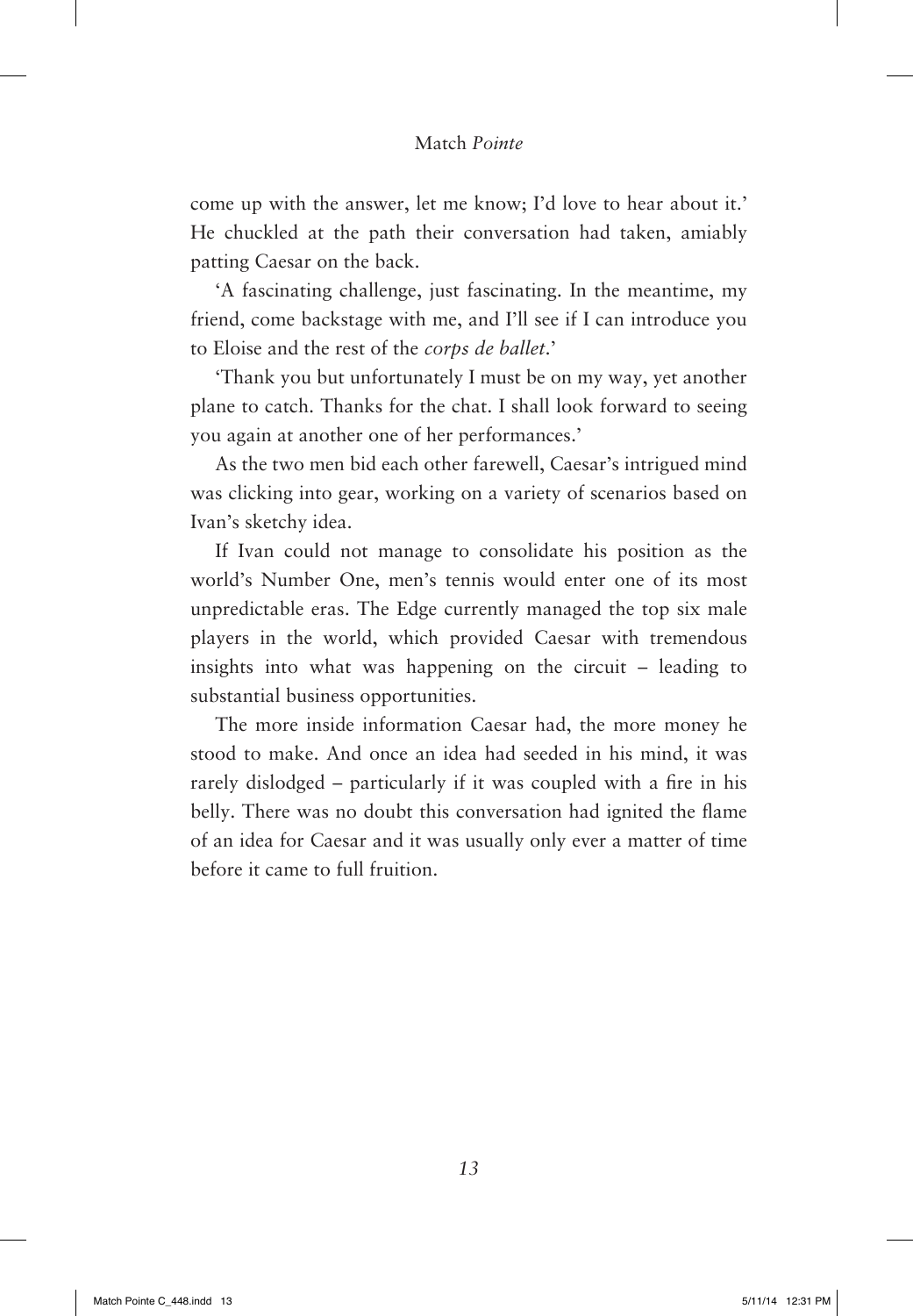come up with the answer, let me know; I'd love to hear about it.' He chuckled at the path their conversation had taken, amiably patting Caesar on the back.

'A fascinating challenge, just fascinating. In the meantime, my friend, come backstage with me, and I'll see if I can introduce you to Eloise and the rest of the *corps de ballet*.'

'Thank you but unfortunately I must be on my way, yet another plane to catch. Thanks for the chat. I shall look forward to seeing you again at another one of her performances.'

As the two men bid each other farewell, Caesar's intrigued mind was clicking into gear, working on a variety of scenarios based on Ivan's sketchy idea.

If Ivan could not manage to consolidate his position as the world's Number One, men's tennis would enter one of its most unpredictable eras. The Edge currently managed the top six male players in the world, which provided Caesar with tremendous insights into what was happening on the circuit – leading to substantial business opportunities.

The more inside information Caesar had, the more money he stood to make. And once an idea had seeded in his mind, it was rarely dislodged – particularly if it was coupled with a fire in his belly. There was no doubt this conversation had ignited the flame of an idea for Caesar and it was usually only ever a matter of time before it came to full fruition.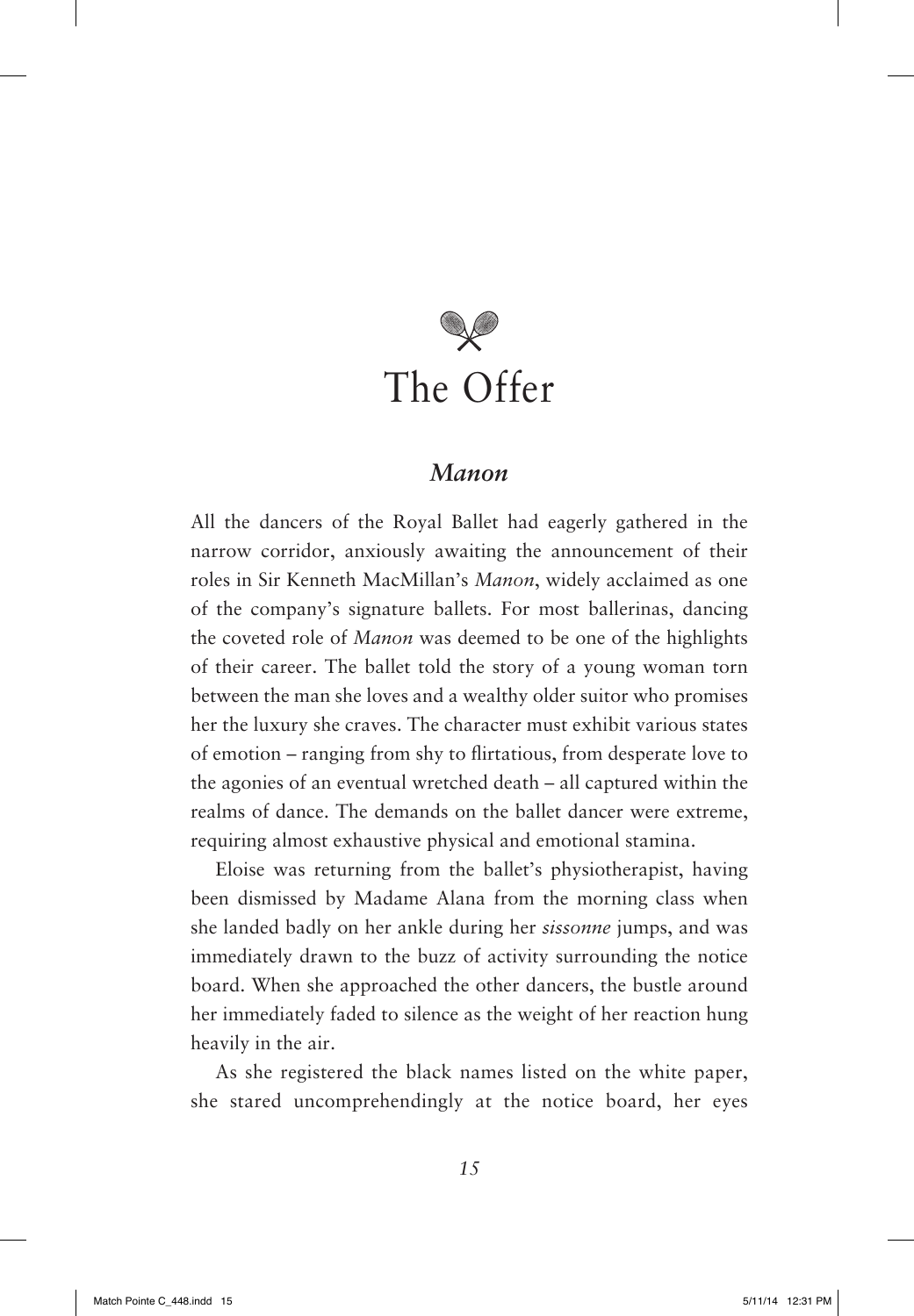# The Offer

## *Manon*

All the dancers of the Royal Ballet had eagerly gathered in the narrow corridor, anxiously awaiting the announcement of their roles in Sir Kenneth MacMillan's *Manon*, widely acclaimed as one of the company's signature ballets. For most ballerinas, dancing the coveted role of *Manon* was deemed to be one of the highlights of their career. The ballet told the story of a young woman torn between the man she loves and a wealthy older suitor who promises her the luxury she craves. The character must exhibit various states of emotion – ranging from shy to flirtatious, from desperate love to the agonies of an eventual wretched death – all captured within the realms of dance. The demands on the ballet dancer were extreme, requiring almost exhaustive physical and emotional stamina.

Eloise was returning from the ballet's physiotherapist, having been dismissed by Madame Alana from the morning class when she landed badly on her ankle during her *sissonne* jumps, and was immediately drawn to the buzz of activity surrounding the notice board. When she approached the other dancers, the bustle around her immediately faded to silence as the weight of her reaction hung heavily in the air.

As she registered the black names listed on the white paper, she stared uncomprehendingly at the notice board, her eyes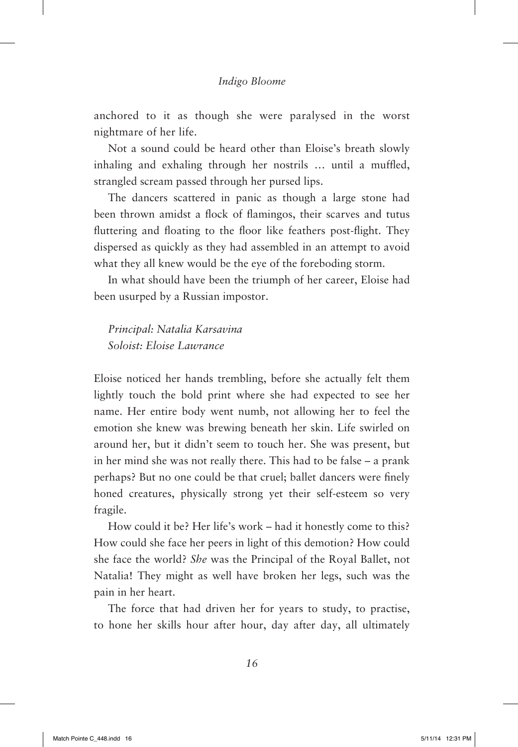anchored to it as though she were paralysed in the worst nightmare of her life.

Not a sound could be heard other than Eloise's breath slowly inhaling and exhaling through her nostrils … until a muffled, strangled scream passed through her pursed lips.

The dancers scattered in panic as though a large stone had been thrown amidst a flock of flamingos, their scarves and tutus fluttering and floating to the floor like feathers post-flight. They dispersed as quickly as they had assembled in an attempt to avoid what they all knew would be the eye of the foreboding storm.

In what should have been the triumph of her career, Eloise had been usurped by a Russian impostor.

*Principal: Natalia Karsavina*
*Soloist: Eloise Lawrance*

Eloise noticed her hands trembling, before she actually felt them lightly touch the bold print where she had expected to see her name. Her entire body went numb, not allowing her to feel the emotion she knew was brewing beneath her skin. Life swirled on around her, but it didn't seem to touch her. She was present, but in her mind she was not really there. This had to be false – a prank perhaps? But no one could be that cruel; ballet dancers were finely honed creatures, physically strong yet their self-esteem so very fragile.

How could it be? Her life's work – had it honestly come to this? How could she face her peers in light of this demotion? How could she face the world? *She* was the Principal of the Royal Ballet, not Natalia! They might as well have broken her legs, such was the pain in her heart.

The force that had driven her for years to study, to practise, to hone her skills hour after hour, day after day, all ultimately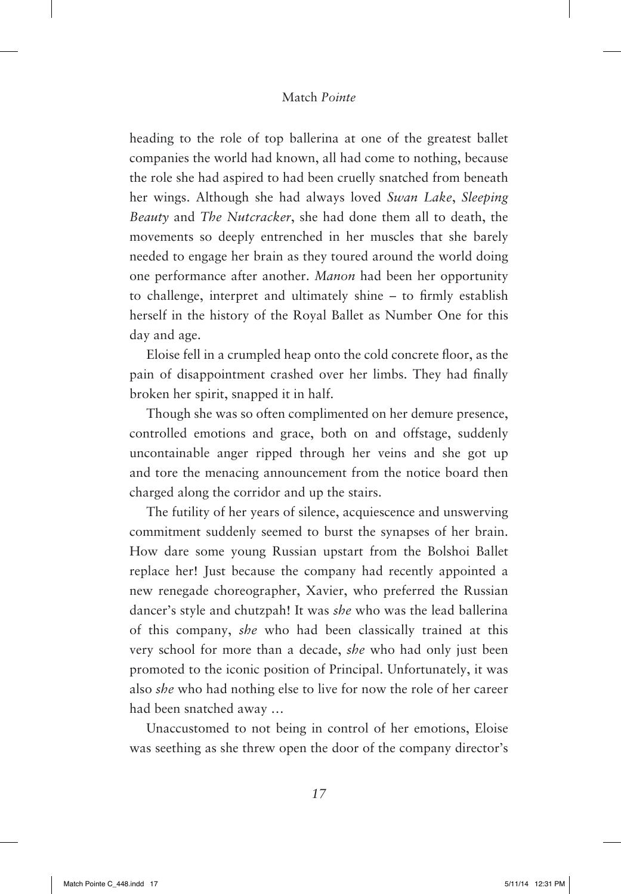heading to the role of top ballerina at one of the greatest ballet companies the world had known, all had come to nothing, because the role she had aspired to had been cruelly snatched from beneath her wings. Although she had always loved *Swan Lake*, *Sleeping Beauty* and *The Nutcracker*, she had done them all to death, the movements so deeply entrenched in her muscles that she barely needed to engage her brain as they toured around the world doing one performance after another. *Manon* had been her opportunity to challenge, interpret and ultimately shine – to firmly establish herself in the history of the Royal Ballet as Number One for this day and age.

Eloise fell in a crumpled heap onto the cold concrete floor, as the pain of disappointment crashed over her limbs. They had finally broken her spirit, snapped it in half.

Though she was so often complimented on her demure presence, controlled emotions and grace, both on and offstage, suddenly uncontainable anger ripped through her veins and she got up and tore the menacing announcement from the notice board then charged along the corridor and up the stairs.

The futility of her years of silence, acquiescence and unswerving commitment suddenly seemed to burst the synapses of her brain. How dare some young Russian upstart from the Bolshoi Ballet replace her! Just because the company had recently appointed a new renegade choreographer, Xavier, who preferred the Russian dancer's style and chutzpah! It was *she* who was the lead ballerina of this company, *she* who had been classically trained at this very school for more than a decade, *she* who had only just been promoted to the iconic position of Principal. Unfortunately, it was also *she* who had nothing else to live for now the role of her career had been snatched away …

Unaccustomed to not being in control of her emotions, Eloise was seething as she threw open the door of the company director's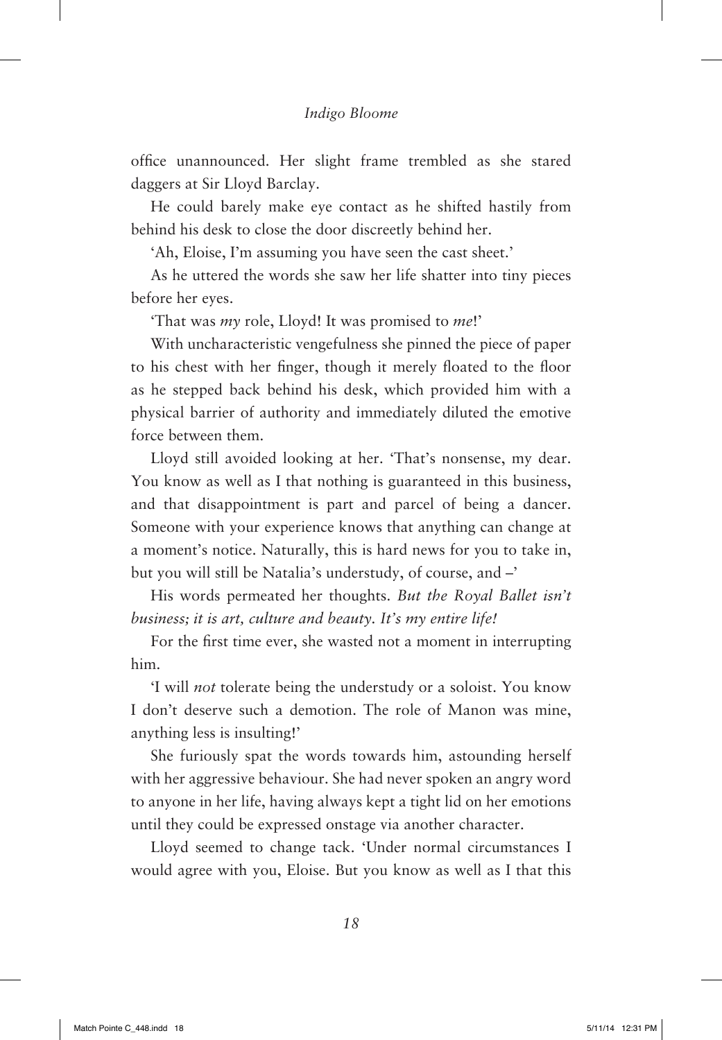office unannounced. Her slight frame trembled as she stared daggers at Sir Lloyd Barclay.

He could barely make eye contact as he shifted hastily from behind his desk to close the door discreetly behind her.

'Ah, Eloise, I'm assuming you have seen the cast sheet.'

As he uttered the words she saw her life shatter into tiny pieces before her eyes.

'That was *my* role, Lloyd! It was promised to *me*!'

With uncharacteristic vengefulness she pinned the piece of paper to his chest with her finger, though it merely floated to the floor as he stepped back behind his desk, which provided him with a physical barrier of authority and immediately diluted the emotive force between them.

Lloyd still avoided looking at her. 'That's nonsense, my dear. You know as well as I that nothing is guaranteed in this business, and that disappointment is part and parcel of being a dancer. Someone with your experience knows that anything can change at a moment's notice. Naturally, this is hard news for you to take in, but you will still be Natalia's understudy, of course, and –'

His words permeated her thoughts. *But the Royal Ballet isn't business; it is art, culture and beauty. It's my entire life!*

For the first time ever, she wasted not a moment in interrupting him.

'I will *not* tolerate being the understudy or a soloist. You know I don't deserve such a demotion. The role of Manon was mine, anything less is insulting!'

She furiously spat the words towards him, astounding herself with her aggressive behaviour. She had never spoken an angry word to anyone in her life, having always kept a tight lid on her emotions until they could be expressed onstage via another character.

Lloyd seemed to change tack. 'Under normal circumstances I would agree with you, Eloise. But you know as well as I that this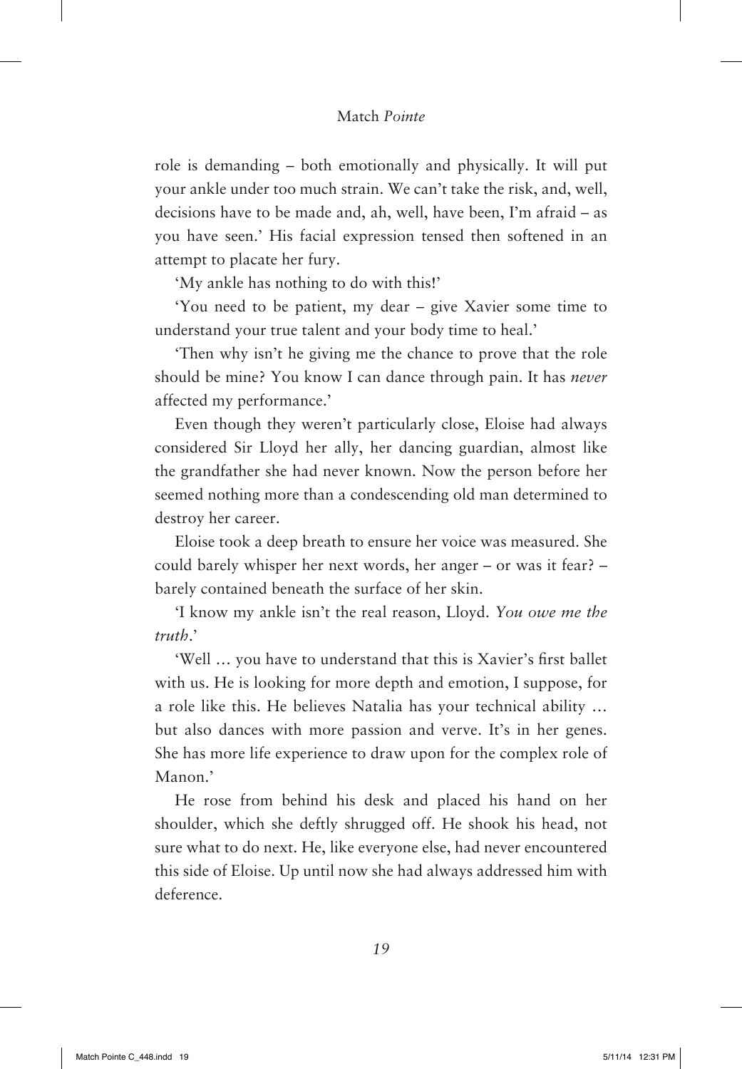role is demanding – both emotionally and physically. It will put your ankle under too much strain. We can't take the risk, and, well, decisions have to be made and, ah, well, have been, I'm afraid – as you have seen.' His facial expression tensed then softened in an attempt to placate her fury.

'My ankle has nothing to do with this!'

'You need to be patient, my dear – give Xavier some time to understand your true talent and your body time to heal.'

'Then why isn't he giving me the chance to prove that the role should be mine? You know I can dance through pain. It has *never* affected my performance.'

Even though they weren't particularly close, Eloise had always considered Sir Lloyd her ally, her dancing guardian, almost like the grandfather she had never known. Now the person before her seemed nothing more than a condescending old man determined to destroy her career.

Eloise took a deep breath to ensure her voice was measured. She could barely whisper her next words, her anger – or was it fear? – barely contained beneath the surface of her skin.

'I know my ankle isn't the real reason, Lloyd. *You owe me the truth*.'

'Well … you have to understand that this is Xavier's first ballet with us. He is looking for more depth and emotion, I suppose, for a role like this. He believes Natalia has your technical ability … but also dances with more passion and verve. It's in her genes. She has more life experience to draw upon for the complex role of Manon.'

He rose from behind his desk and placed his hand on her shoulder, which she deftly shrugged off. He shook his head, not sure what to do next. He, like everyone else, had never encountered this side of Eloise. Up until now she had always addressed him with deference.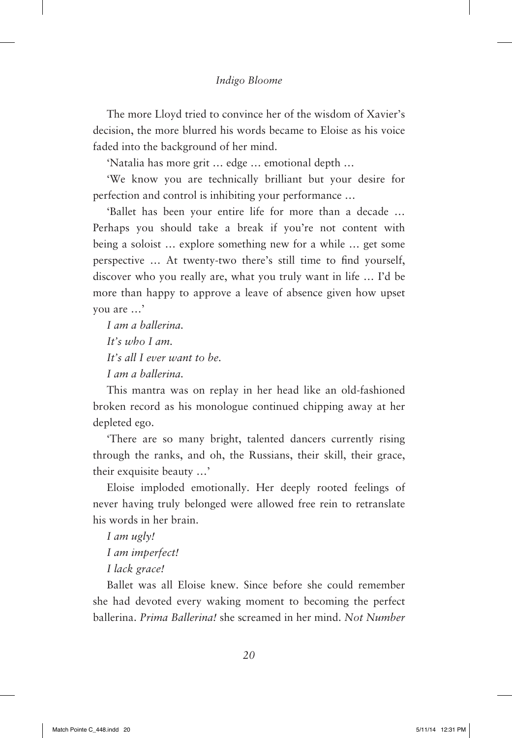The more Lloyd tried to convince her of the wisdom of Xavier's decision, the more blurred his words became to Eloise as his voice faded into the background of her mind.

'Natalia has more grit … edge … emotional depth …

'We know you are technically brilliant but your desire for perfection and control is inhibiting your performance …

'Ballet has been your entire life for more than a decade … Perhaps you should take a break if you're not content with being a soloist … explore something new for a while … get some perspective … At twenty-two there's still time to find yourself, discover who you really are, what you truly want in life … I'd be more than happy to approve a leave of absence given how upset you are …'

*I am a ballerina.*

*It's who I am.*

*It's all I ever want to be.*

*I am a ballerina.*

This mantra was on replay in her head like an old-fashioned broken record as his monologue continued chipping away at her depleted ego.

'There are so many bright, talented dancers currently rising through the ranks, and oh, the Russians, their skill, their grace, their exquisite beauty …'

Eloise imploded emotionally. Her deeply rooted feelings of never having truly belonged were allowed free rein to retranslate his words in her brain.

*I am ugly!*

*I am imperfect!*

*I lack grace!*

Ballet was all Eloise knew. Since before she could remember she had devoted every waking moment to becoming the perfect ballerina. *Prima Ballerina!* she screamed in her mind. *Not Number*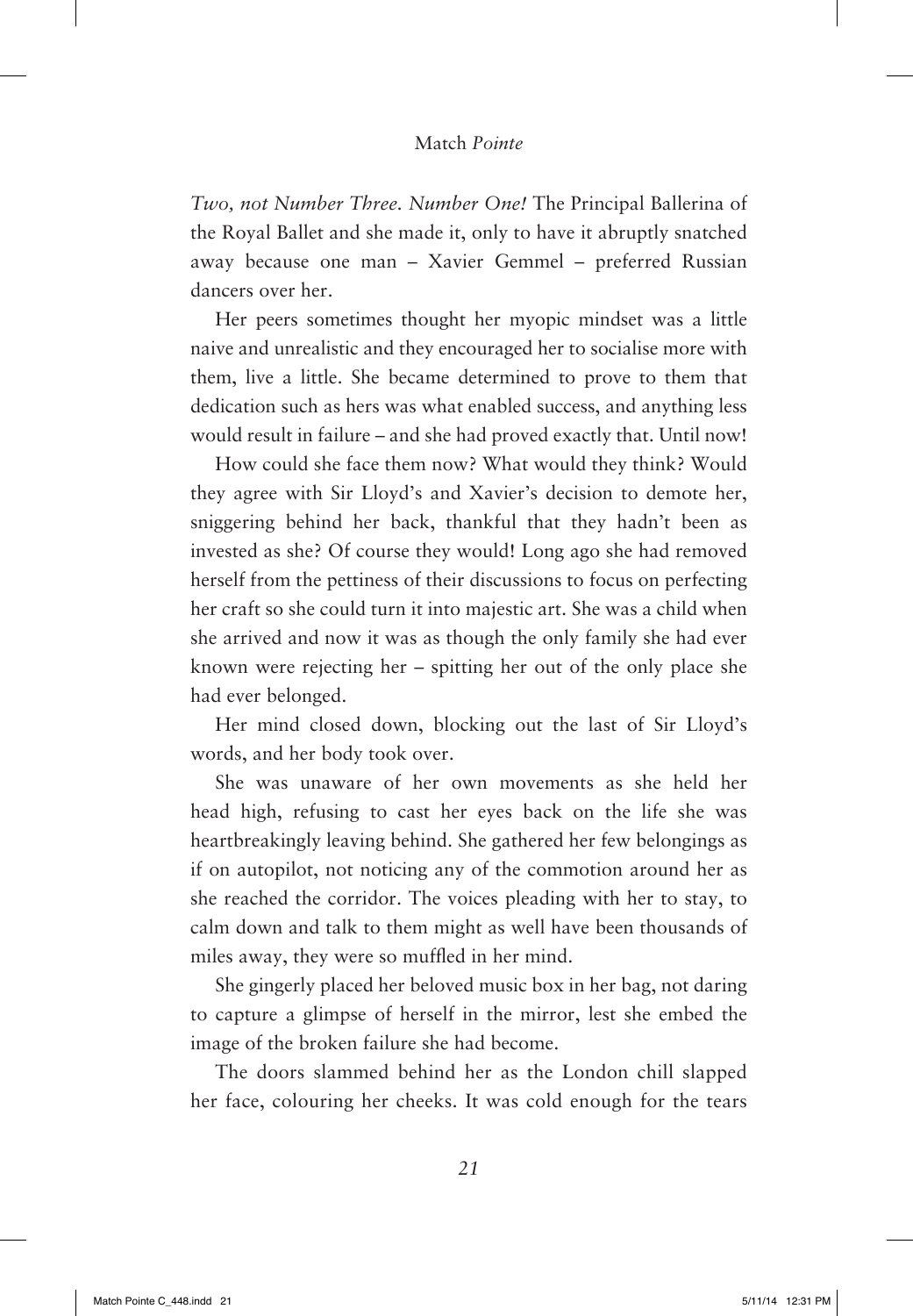*Two, not Number Three. Number One!* The Principal Ballerina of the Royal Ballet and she made it, only to have it abruptly snatched away because one man – Xavier Gemmel – preferred Russian dancers over her.

Her peers sometimes thought her myopic mindset was a little naive and unrealistic and they encouraged her to socialise more with them, live a little. She became determined to prove to them that dedication such as hers was what enabled success, and anything less would result in failure – and she had proved exactly that. Until now!

How could she face them now? What would they think? Would they agree with Sir Lloyd's and Xavier's decision to demote her, sniggering behind her back, thankful that they hadn't been as invested as she? Of course they would! Long ago she had removed herself from the pettiness of their discussions to focus on perfecting her craft so she could turn it into majestic art. She was a child when she arrived and now it was as though the only family she had ever known were rejecting her – spitting her out of the only place she had ever belonged.

Her mind closed down, blocking out the last of Sir Lloyd's words, and her body took over.

She was unaware of her own movements as she held her head high, refusing to cast her eyes back on the life she was heartbreakingly leaving behind. She gathered her few belongings as if on autopilot, not noticing any of the commotion around her as she reached the corridor. The voices pleading with her to stay, to calm down and talk to them might as well have been thousands of miles away, they were so muffled in her mind.

She gingerly placed her beloved music box in her bag, not daring to capture a glimpse of herself in the mirror, lest she embed the image of the broken failure she had become.

The doors slammed behind her as the London chill slapped her face, colouring her cheeks. It was cold enough for the tears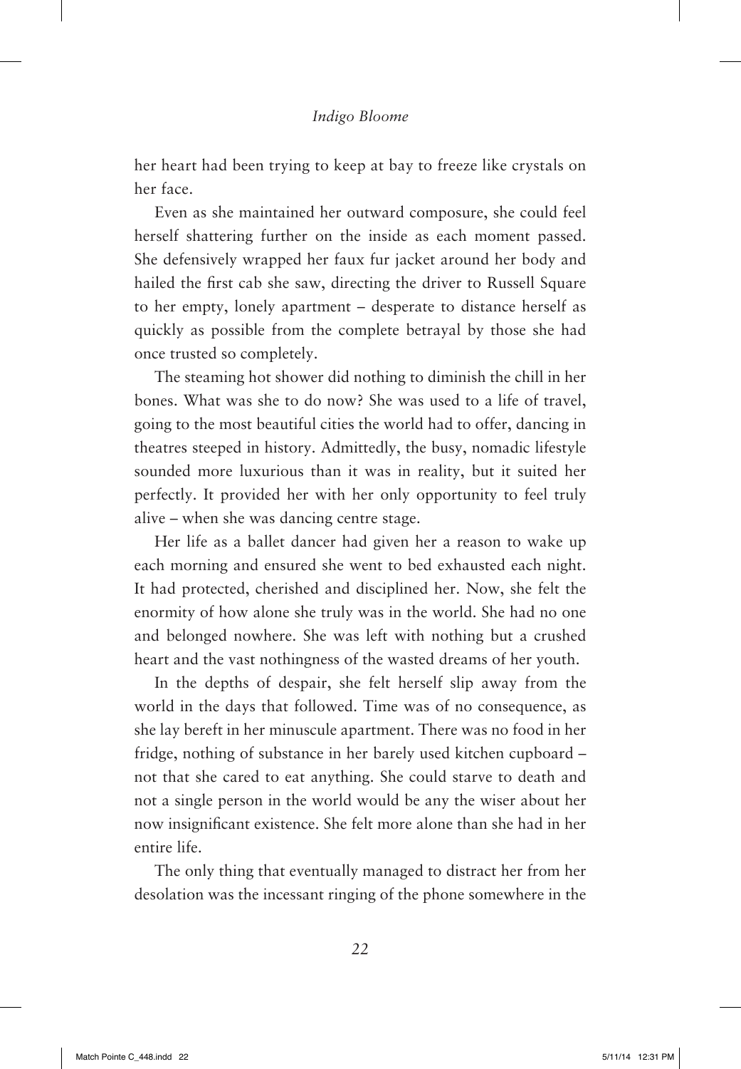her heart had been trying to keep at bay to freeze like crystals on her face.

Even as she maintained her outward composure, she could feel herself shattering further on the inside as each moment passed. She defensively wrapped her faux fur jacket around her body and hailed the first cab she saw, directing the driver to Russell Square to her empty, lonely apartment – desperate to distance herself as quickly as possible from the complete betrayal by those she had once trusted so completely.

The steaming hot shower did nothing to diminish the chill in her bones. What was she to do now? She was used to a life of travel, going to the most beautiful cities the world had to offer, dancing in theatres steeped in history. Admittedly, the busy, nomadic lifestyle sounded more luxurious than it was in reality, but it suited her perfectly. It provided her with her only opportunity to feel truly alive – when she was dancing centre stage.

Her life as a ballet dancer had given her a reason to wake up each morning and ensured she went to bed exhausted each night. It had protected, cherished and disciplined her. Now, she felt the enormity of how alone she truly was in the world. She had no one and belonged nowhere. She was left with nothing but a crushed heart and the vast nothingness of the wasted dreams of her youth.

In the depths of despair, she felt herself slip away from the world in the days that followed. Time was of no consequence, as she lay bereft in her minuscule apartment. There was no food in her fridge, nothing of substance in her barely used kitchen cupboard – not that she cared to eat anything. She could starve to death and not a single person in the world would be any the wiser about her now insignificant existence. She felt more alone than she had in her entire life.

The only thing that eventually managed to distract her from her desolation was the incessant ringing of the phone somewhere in the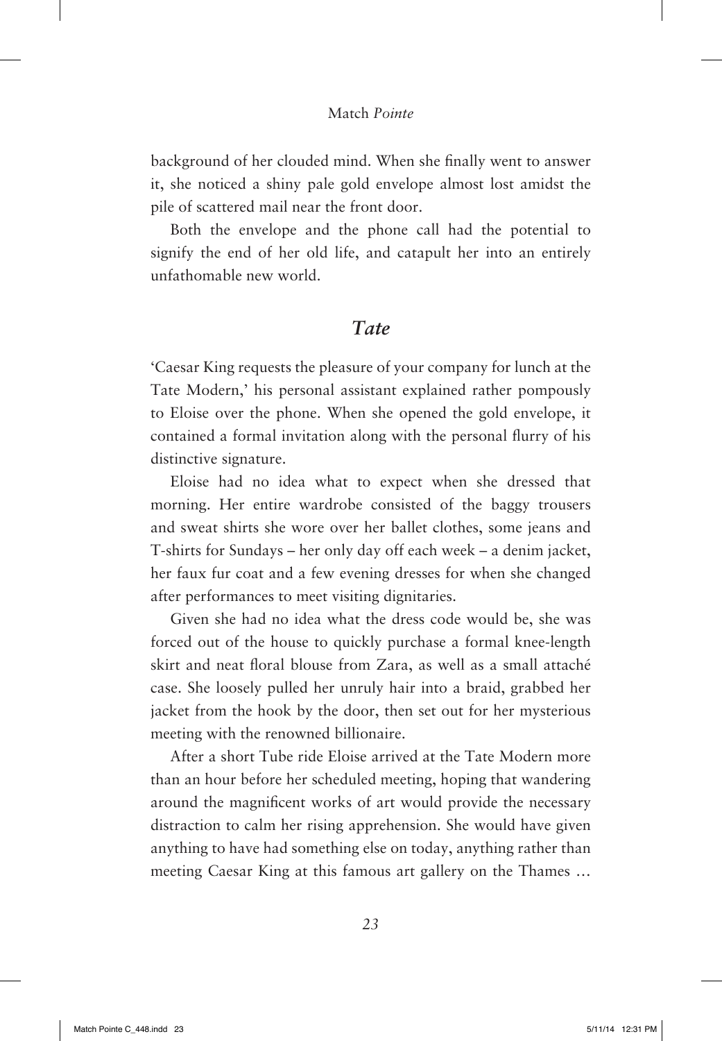background of her clouded mind. When she finally went to answer it, she noticed a shiny pale gold envelope almost lost amidst the pile of scattered mail near the front door.

Both the envelope and the phone call had the potential to signify the end of her old life, and catapult her into an entirely unfathomable new world.

## *Tate*

'Caesar King requests the pleasure of your company for lunch at the Tate Modern,' his personal assistant explained rather pompously to Eloise over the phone. When she opened the gold envelope, it contained a formal invitation along with the personal flurry of his distinctive signature.

Eloise had no idea what to expect when she dressed that morning. Her entire wardrobe consisted of the baggy trousers and sweat shirts she wore over her ballet clothes, some jeans and T-shirts for Sundays – her only day off each week – a denim jacket, her faux fur coat and a few evening dresses for when she changed after performances to meet visiting dignitaries.

Given she had no idea what the dress code would be, she was forced out of the house to quickly purchase a formal knee-length skirt and neat floral blouse from Zara, as well as a small attaché case. She loosely pulled her unruly hair into a braid, grabbed her jacket from the hook by the door, then set out for her mysterious meeting with the renowned billionaire.

After a short Tube ride Eloise arrived at the Tate Modern more than an hour before her scheduled meeting, hoping that wandering around the magnificent works of art would provide the necessary distraction to calm her rising apprehension. She would have given anything to have had something else on today, anything rather than meeting Caesar King at this famous art gallery on the Thames …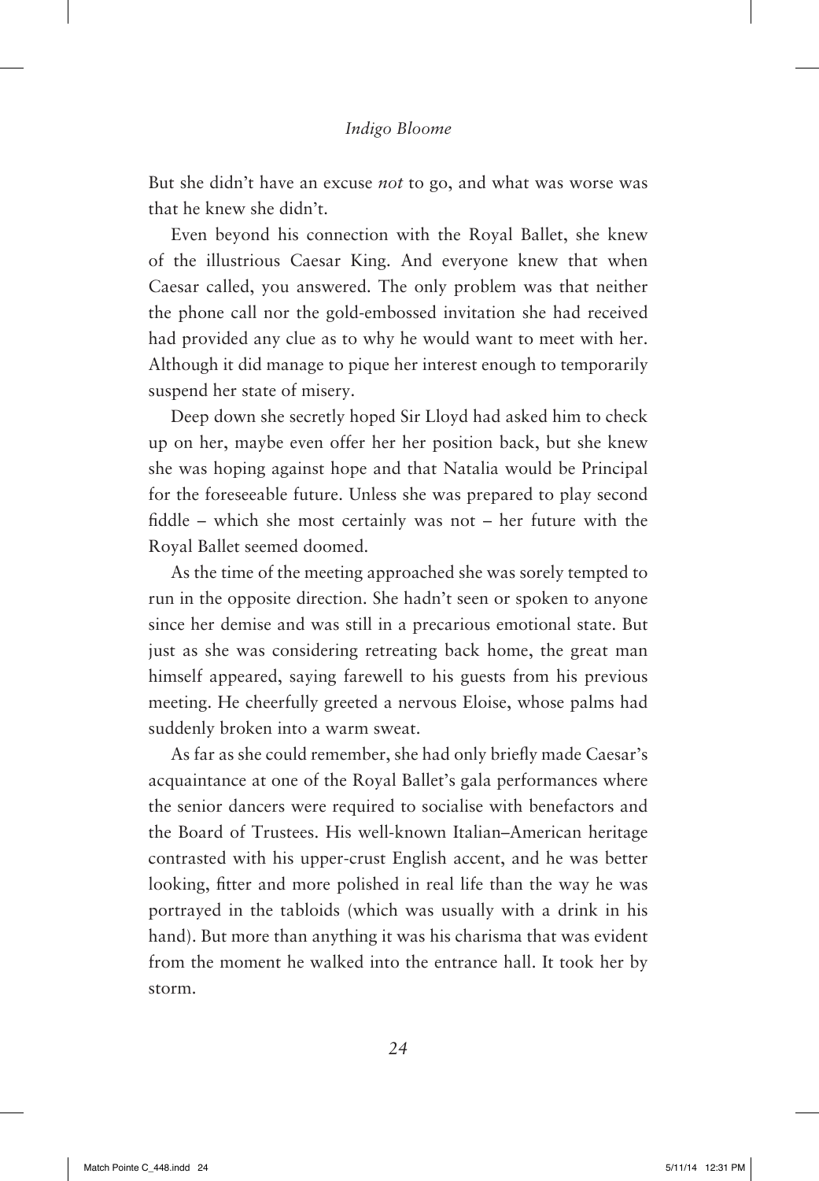But she didn't have an excuse *not* to go, and what was worse was that he knew she didn't.

Even beyond his connection with the Royal Ballet, she knew of the illustrious Caesar King. And everyone knew that when Caesar called, you answered. The only problem was that neither the phone call nor the gold-embossed invitation she had received had provided any clue as to why he would want to meet with her. Although it did manage to pique her interest enough to temporarily suspend her state of misery.

Deep down she secretly hoped Sir Lloyd had asked him to check up on her, maybe even offer her her position back, but she knew she was hoping against hope and that Natalia would be Principal for the foreseeable future. Unless she was prepared to play second fiddle – which she most certainly was not – her future with the Royal Ballet seemed doomed.

As the time of the meeting approached she was sorely tempted to run in the opposite direction. She hadn't seen or spoken to anyone since her demise and was still in a precarious emotional state. But just as she was considering retreating back home, the great man himself appeared, saying farewell to his guests from his previous meeting. He cheerfully greeted a nervous Eloise, whose palms had suddenly broken into a warm sweat.

As far as she could remember, she had only briefly made Caesar's acquaintance at one of the Royal Ballet's gala performances where the senior dancers were required to socialise with benefactors and the Board of Trustees. His well-known Italian–American heritage contrasted with his upper-crust English accent, and he was better looking, fitter and more polished in real life than the way he was portrayed in the tabloids (which was usually with a drink in his hand). But more than anything it was his charisma that was evident from the moment he walked into the entrance hall. It took her by storm.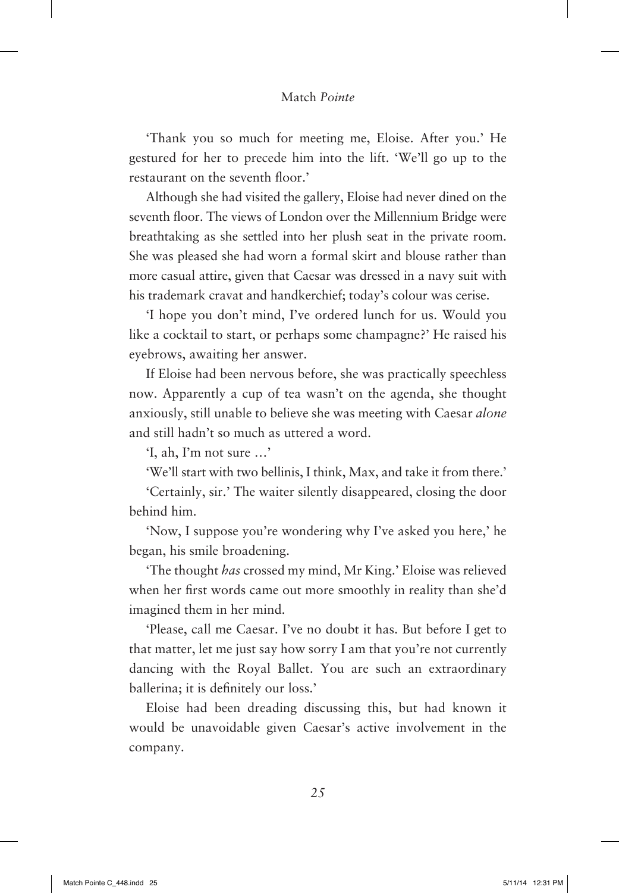'Thank you so much for meeting me, Eloise. After you.' He gestured for her to precede him into the lift. 'We'll go up to the restaurant on the seventh floor.'

Although she had visited the gallery, Eloise had never dined on the seventh floor. The views of London over the Millennium Bridge were breathtaking as she settled into her plush seat in the private room. She was pleased she had worn a formal skirt and blouse rather than more casual attire, given that Caesar was dressed in a navy suit with his trademark cravat and handkerchief; today's colour was cerise.

'I hope you don't mind, I've ordered lunch for us. Would you like a cocktail to start, or perhaps some champagne?' He raised his eyebrows, awaiting her answer.

If Eloise had been nervous before, she was practically speechless now. Apparently a cup of tea wasn't on the agenda, she thought anxiously, still unable to believe she was meeting with Caesar *alone* and still hadn't so much as uttered a word.

'I, ah, I'm not sure …'

'We'll start with two bellinis, I think, Max, and take it from there.'

'Certainly, sir.' The waiter silently disappeared, closing the door behind him.

'Now, I suppose you're wondering why I've asked you here,' he began, his smile broadening.

'The thought *has* crossed my mind, Mr King.' Eloise was relieved when her first words came out more smoothly in reality than she'd imagined them in her mind.

'Please, call me Caesar. I've no doubt it has. But before I get to that matter, let me just say how sorry I am that you're not currently dancing with the Royal Ballet. You are such an extraordinary ballerina; it is definitely our loss.'

Eloise had been dreading discussing this, but had known it would be unavoidable given Caesar's active involvement in the company.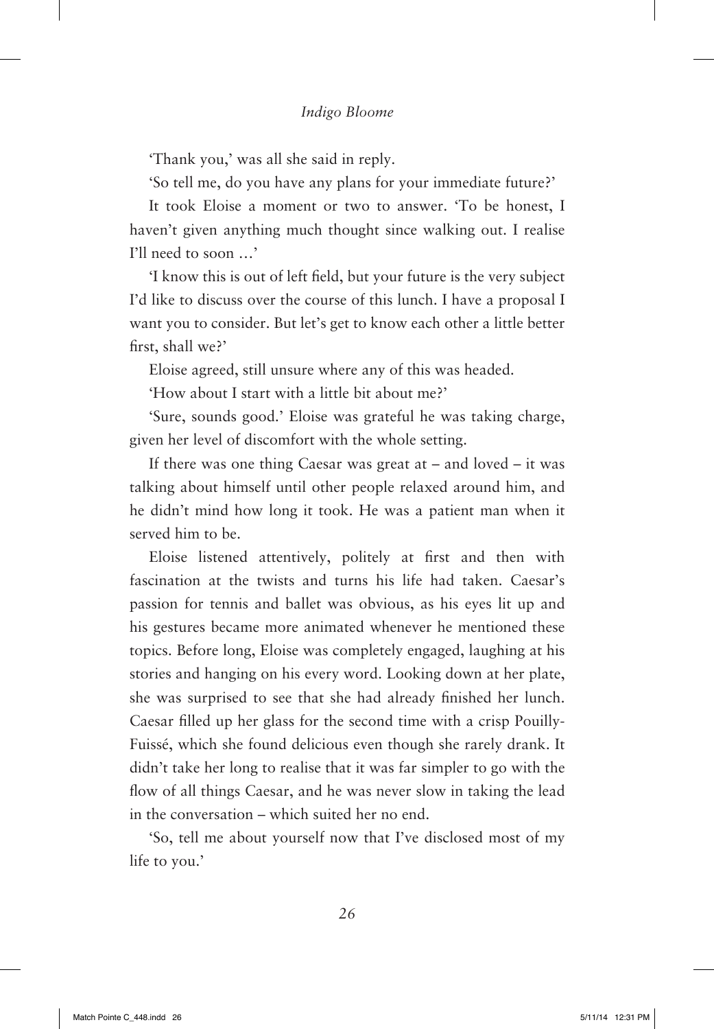'Thank you,' was all she said in reply.

'So tell me, do you have any plans for your immediate future?'

It took Eloise a moment or two to answer. 'To be honest, I haven't given anything much thought since walking out. I realise I'll need to soon …'

'I know this is out of left field, but your future is the very subject I'd like to discuss over the course of this lunch. I have a proposal I want you to consider. But let's get to know each other a little better first, shall we?'

Eloise agreed, still unsure where any of this was headed.

'How about I start with a little bit about me?'

'Sure, sounds good.' Eloise was grateful he was taking charge, given her level of discomfort with the whole setting.

If there was one thing Caesar was great at – and loved – it was talking about himself until other people relaxed around him, and he didn't mind how long it took. He was a patient man when it served him to be.

Eloise listened attentively, politely at first and then with fascination at the twists and turns his life had taken. Caesar's passion for tennis and ballet was obvious, as his eyes lit up and his gestures became more animated whenever he mentioned these topics. Before long, Eloise was completely engaged, laughing at his stories and hanging on his every word. Looking down at her plate, she was surprised to see that she had already finished her lunch. Caesar filled up her glass for the second time with a crisp Pouilly-Fuissé, which she found delicious even though she rarely drank. It didn't take her long to realise that it was far simpler to go with the flow of all things Caesar, and he was never slow in taking the lead in the conversation – which suited her no end.

'So, tell me about yourself now that I've disclosed most of my life to you.'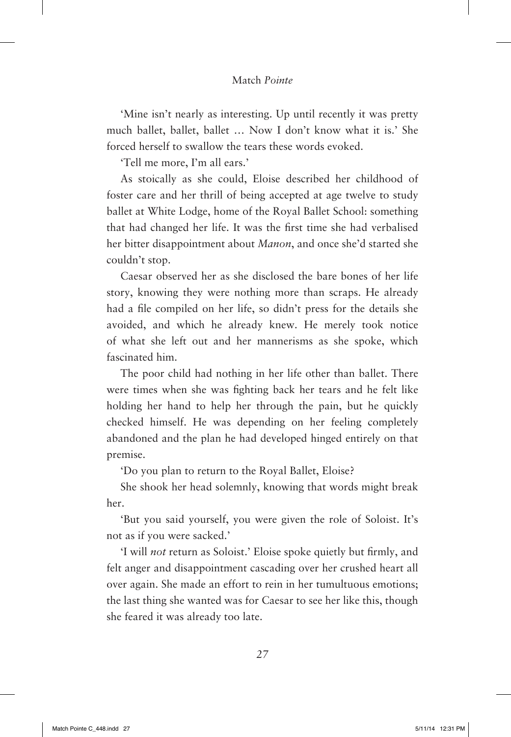'Mine isn't nearly as interesting. Up until recently it was pretty much ballet, ballet, ballet … Now I don't know what it is.' She forced herself to swallow the tears these words evoked.

'Tell me more, I'm all ears.'

As stoically as she could, Eloise described her childhood of foster care and her thrill of being accepted at age twelve to study ballet at White Lodge, home of the Royal Ballet School: something that had changed her life. It was the first time she had verbalised her bitter disappointment about *Manon*, and once she'd started she couldn't stop.

Caesar observed her as she disclosed the bare bones of her life story, knowing they were nothing more than scraps. He already had a file compiled on her life, so didn't press for the details she avoided, and which he already knew. He merely took notice of what she left out and her mannerisms as she spoke, which fascinated him.

The poor child had nothing in her life other than ballet. There were times when she was fighting back her tears and he felt like holding her hand to help her through the pain, but he quickly checked himself. He was depending on her feeling completely abandoned and the plan he had developed hinged entirely on that premise.

'Do you plan to return to the Royal Ballet, Eloise?

She shook her head solemnly, knowing that words might break her.

'But you said yourself, you were given the role of Soloist. It's not as if you were sacked.'

'I will *not* return as Soloist.' Eloise spoke quietly but firmly, and felt anger and disappointment cascading over her crushed heart all over again. She made an effort to rein in her tumultuous emotions; the last thing she wanted was for Caesar to see her like this, though she feared it was already too late.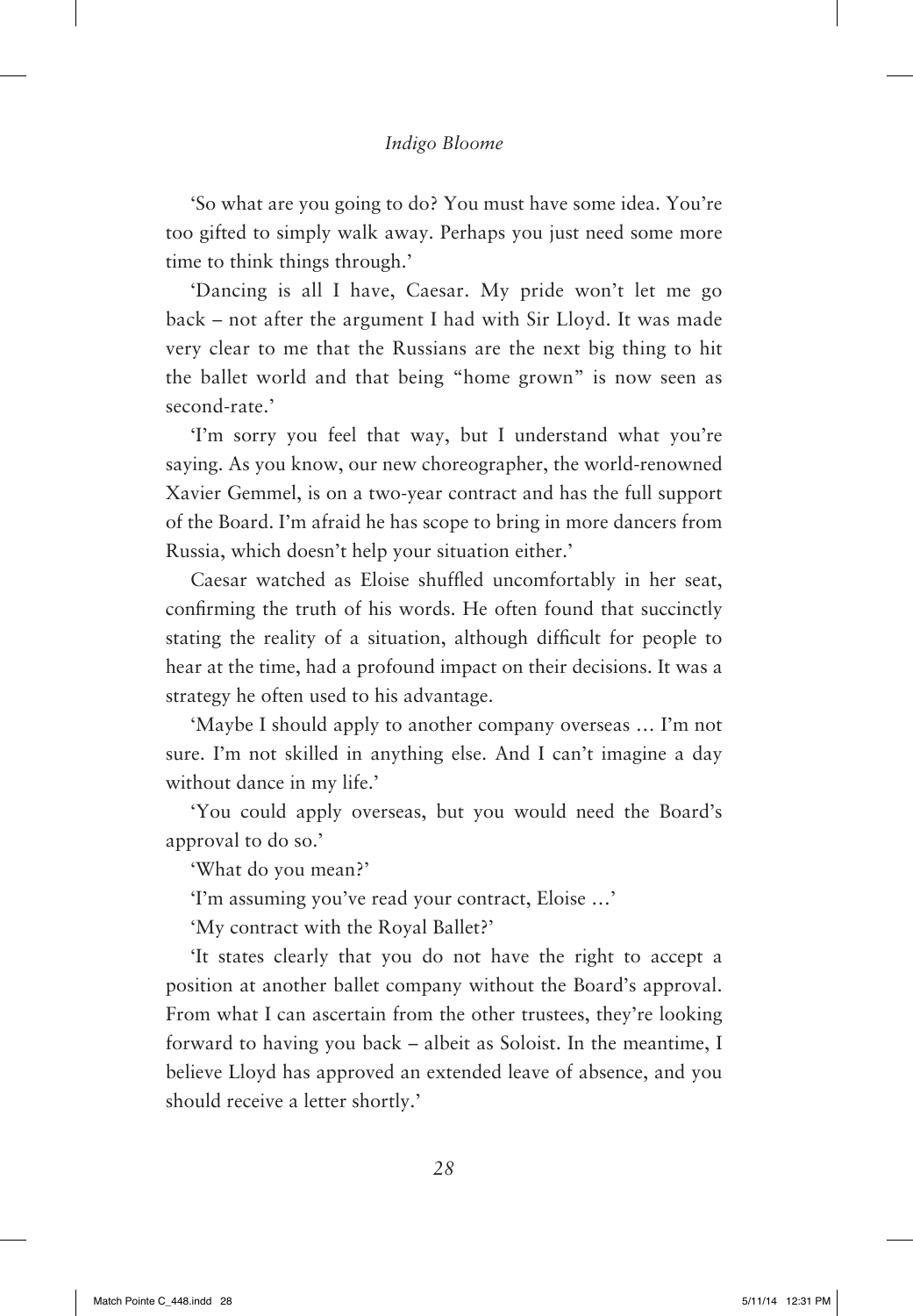'So what are you going to do? You must have some idea. You're too gifted to simply walk away. Perhaps you just need some more time to think things through.'

'Dancing is all I have, Caesar. My pride won't let me go back – not after the argument I had with Sir Lloyd. It was made very clear to me that the Russians are the next big thing to hit the ballet world and that being "home grown" is now seen as second-rate.'

'I'm sorry you feel that way, but I understand what you're saying. As you know, our new choreographer, the world-renowned Xavier Gemmel, is on a two-year contract and has the full support of the Board. I'm afraid he has scope to bring in more dancers from Russia, which doesn't help your situation either.'

Caesar watched as Eloise shuffled uncomfortably in her seat, confirming the truth of his words. He often found that succinctly stating the reality of a situation, although difficult for people to hear at the time, had a profound impact on their decisions. It was a strategy he often used to his advantage.

'Maybe I should apply to another company overseas … I'm not sure. I'm not skilled in anything else. And I can't imagine a day without dance in my life.'

'You could apply overseas, but you would need the Board's approval to do so.'

'What do you mean?'

'I'm assuming you've read your contract, Eloise …'

'My contract with the Royal Ballet?'

'It states clearly that you do not have the right to accept a position at another ballet company without the Board's approval. From what I can ascertain from the other trustees, they're looking forward to having you back – albeit as Soloist. In the meantime, I believe Lloyd has approved an extended leave of absence, and you should receive a letter shortly.'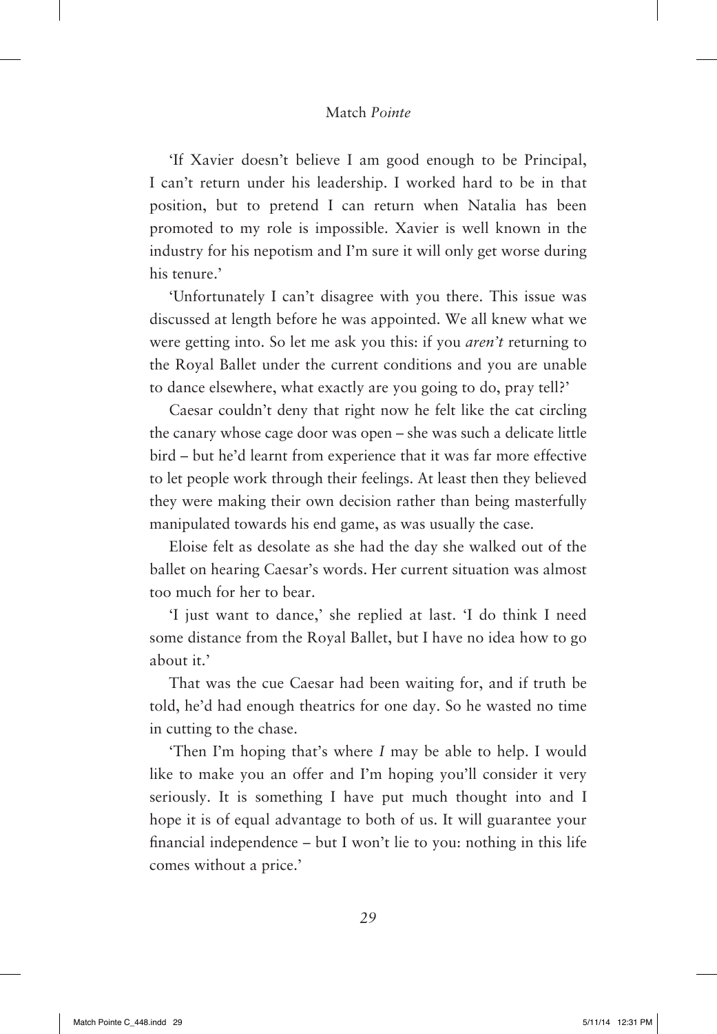'If Xavier doesn't believe I am good enough to be Principal, I can't return under his leadership. I worked hard to be in that position, but to pretend I can return when Natalia has been promoted to my role is impossible. Xavier is well known in the industry for his nepotism and I'm sure it will only get worse during his tenure.'

'Unfortunately I can't disagree with you there. This issue was discussed at length before he was appointed. We all knew what we were getting into. So let me ask you this: if you *aren't* returning to the Royal Ballet under the current conditions and you are unable to dance elsewhere, what exactly are you going to do, pray tell?'

Caesar couldn't deny that right now he felt like the cat circling the canary whose cage door was open – she was such a delicate little bird – but he'd learnt from experience that it was far more effective to let people work through their feelings. At least then they believed they were making their own decision rather than being masterfully manipulated towards his end game, as was usually the case.

Eloise felt as desolate as she had the day she walked out of the ballet on hearing Caesar's words. Her current situation was almost too much for her to bear.

'I just want to dance,' she replied at last. 'I do think I need some distance from the Royal Ballet, but I have no idea how to go about it.'

That was the cue Caesar had been waiting for, and if truth be told, he'd had enough theatrics for one day. So he wasted no time in cutting to the chase.

'Then I'm hoping that's where *I* may be able to help. I would like to make you an offer and I'm hoping you'll consider it very seriously. It is something I have put much thought into and I hope it is of equal advantage to both of us. It will guarantee your financial independence – but I won't lie to you: nothing in this life comes without a price.'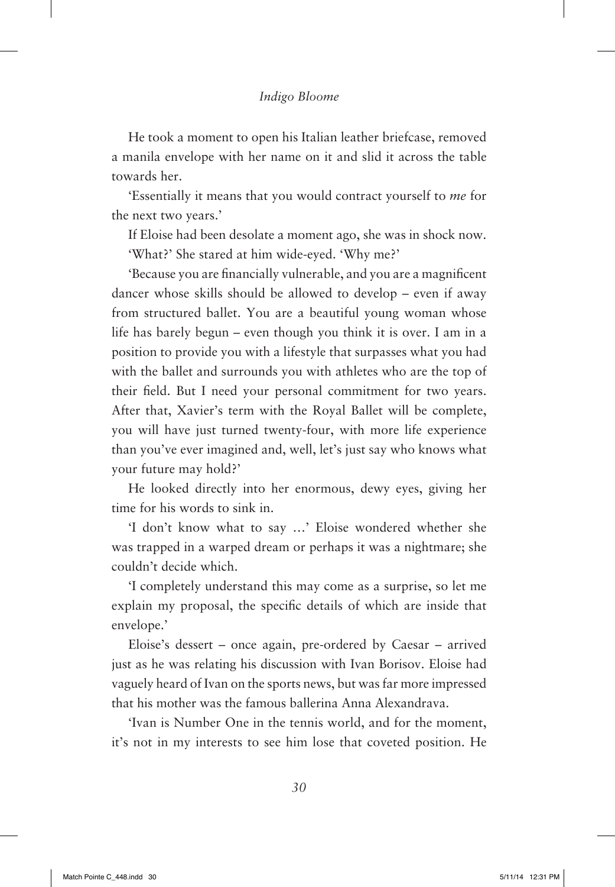He took a moment to open his Italian leather briefcase, removed a manila envelope with her name on it and slid it across the table towards her.

'Essentially it means that you would contract yourself to *me* for the next two years.'

If Eloise had been desolate a moment ago, she was in shock now.

'What?' She stared at him wide-eyed. 'Why me?'

'Because you are financially vulnerable, and you are a magnificent dancer whose skills should be allowed to develop – even if away from structured ballet. You are a beautiful young woman whose life has barely begun – even though you think it is over. I am in a position to provide you with a lifestyle that surpasses what you had with the ballet and surrounds you with athletes who are the top of their field. But I need your personal commitment for two years. After that, Xavier's term with the Royal Ballet will be complete, you will have just turned twenty-four, with more life experience than you've ever imagined and, well, let's just say who knows what your future may hold?'

He looked directly into her enormous, dewy eyes, giving her time for his words to sink in.

'I don't know what to say …' Eloise wondered whether she was trapped in a warped dream or perhaps it was a nightmare; she couldn't decide which.

'I completely understand this may come as a surprise, so let me explain my proposal, the specific details of which are inside that envelope.'

Eloise's dessert – once again, pre-ordered by Caesar – arrived just as he was relating his discussion with Ivan Borisov. Eloise had vaguely heard of Ivan on the sports news, but was far more impressed that his mother was the famous ballerina Anna Alexandrava.

'Ivan is Number One in the tennis world, and for the moment, it's not in my interests to see him lose that coveted position. He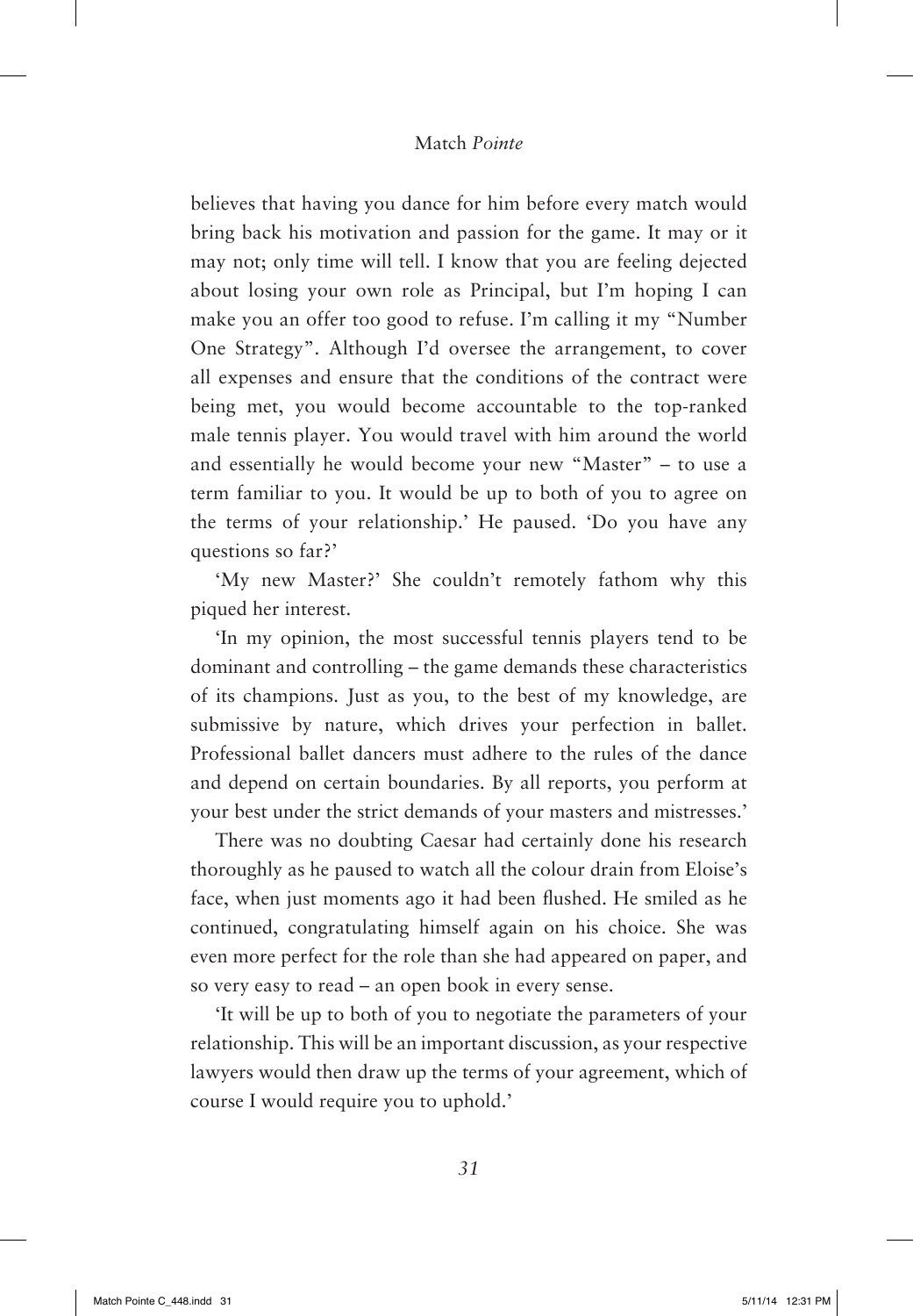believes that having you dance for him before every match would bring back his motivation and passion for the game. It may or it may not; only time will tell. I know that you are feeling dejected about losing your own role as Principal, but I'm hoping I can make you an offer too good to refuse. I'm calling it my "Number One Strategy". Although I'd oversee the arrangement, to cover all expenses and ensure that the conditions of the contract were being met, you would become accountable to the top-ranked male tennis player. You would travel with him around the world and essentially he would become your new "Master" – to use a term familiar to you. It would be up to both of you to agree on the terms of your relationship.' He paused. 'Do you have any questions so far?'

'My new Master?' She couldn't remotely fathom why this piqued her interest.

'In my opinion, the most successful tennis players tend to be dominant and controlling – the game demands these characteristics of its champions. Just as you, to the best of my knowledge, are submissive by nature, which drives your perfection in ballet. Professional ballet dancers must adhere to the rules of the dance and depend on certain boundaries. By all reports, you perform at your best under the strict demands of your masters and mistresses.'

There was no doubting Caesar had certainly done his research thoroughly as he paused to watch all the colour drain from Eloise's face, when just moments ago it had been flushed. He smiled as he continued, congratulating himself again on his choice. She was even more perfect for the role than she had appeared on paper, and so very easy to read – an open book in every sense.

'It will be up to both of you to negotiate the parameters of your relationship. This will be an important discussion, as your respective lawyers would then draw up the terms of your agreement, which of course I would require you to uphold.'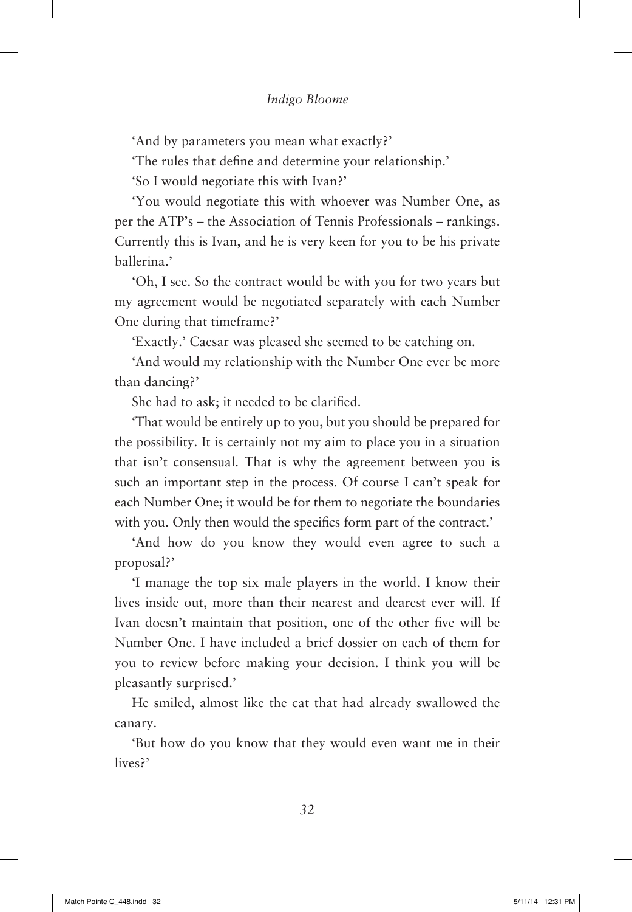'And by parameters you mean what exactly?'

'The rules that define and determine your relationship.'

'So I would negotiate this with Ivan?'

'You would negotiate this with whoever was Number One, as per the ATP's – the Association of Tennis Professionals – rankings. Currently this is Ivan, and he is very keen for you to be his private ballerina.'

'Oh, I see. So the contract would be with you for two years but my agreement would be negotiated separately with each Number One during that timeframe?'

'Exactly.' Caesar was pleased she seemed to be catching on.

'And would my relationship with the Number One ever be more than dancing?'

She had to ask; it needed to be clarified.

'That would be entirely up to you, but you should be prepared for the possibility. It is certainly not my aim to place you in a situation that isn't consensual. That is why the agreement between you is such an important step in the process. Of course I can't speak for each Number One; it would be for them to negotiate the boundaries with you. Only then would the specifics form part of the contract.'

'And how do you know they would even agree to such a proposal?'

'I manage the top six male players in the world. I know their lives inside out, more than their nearest and dearest ever will. If Ivan doesn't maintain that position, one of the other five will be Number One. I have included a brief dossier on each of them for you to review before making your decision. I think you will be pleasantly surprised.'

He smiled, almost like the cat that had already swallowed the canary.

'But how do you know that they would even want me in their lives?'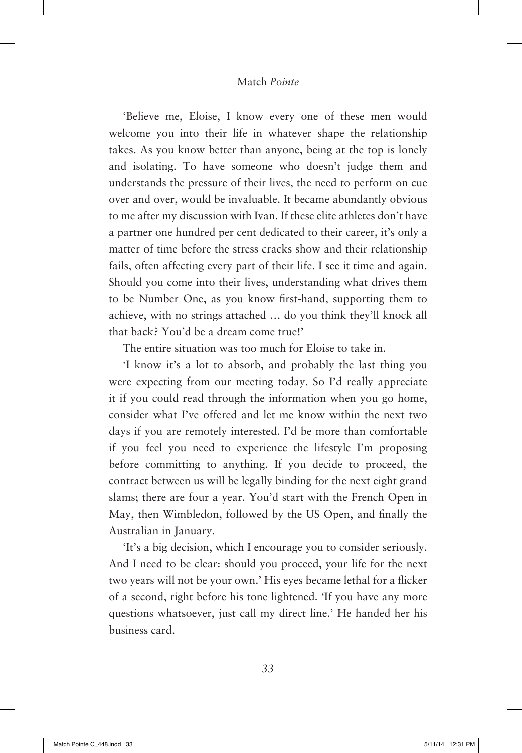'Believe me, Eloise, I know every one of these men would welcome you into their life in whatever shape the relationship takes. As you know better than anyone, being at the top is lonely and isolating. To have someone who doesn't judge them and understands the pressure of their lives, the need to perform on cue over and over, would be invaluable. It became abundantly obvious to me after my discussion with Ivan. If these elite athletes don't have a partner one hundred per cent dedicated to their career, it's only a matter of time before the stress cracks show and their relationship fails, often affecting every part of their life. I see it time and again. Should you come into their lives, understanding what drives them to be Number One, as you know first-hand, supporting them to achieve, with no strings attached … do you think they'll knock all that back? You'd be a dream come true!'

The entire situation was too much for Eloise to take in.

'I know it's a lot to absorb, and probably the last thing you were expecting from our meeting today. So I'd really appreciate it if you could read through the information when you go home, consider what I've offered and let me know within the next two days if you are remotely interested. I'd be more than comfortable if you feel you need to experience the lifestyle I'm proposing before committing to anything. If you decide to proceed, the contract between us will be legally binding for the next eight grand slams; there are four a year. You'd start with the French Open in May, then Wimbledon, followed by the US Open, and finally the Australian in January.

'It's a big decision, which I encourage you to consider seriously. And I need to be clear: should you proceed, your life for the next two years will not be your own.' His eyes became lethal for a flicker of a second, right before his tone lightened. 'If you have any more questions whatsoever, just call my direct line.' He handed her his business card.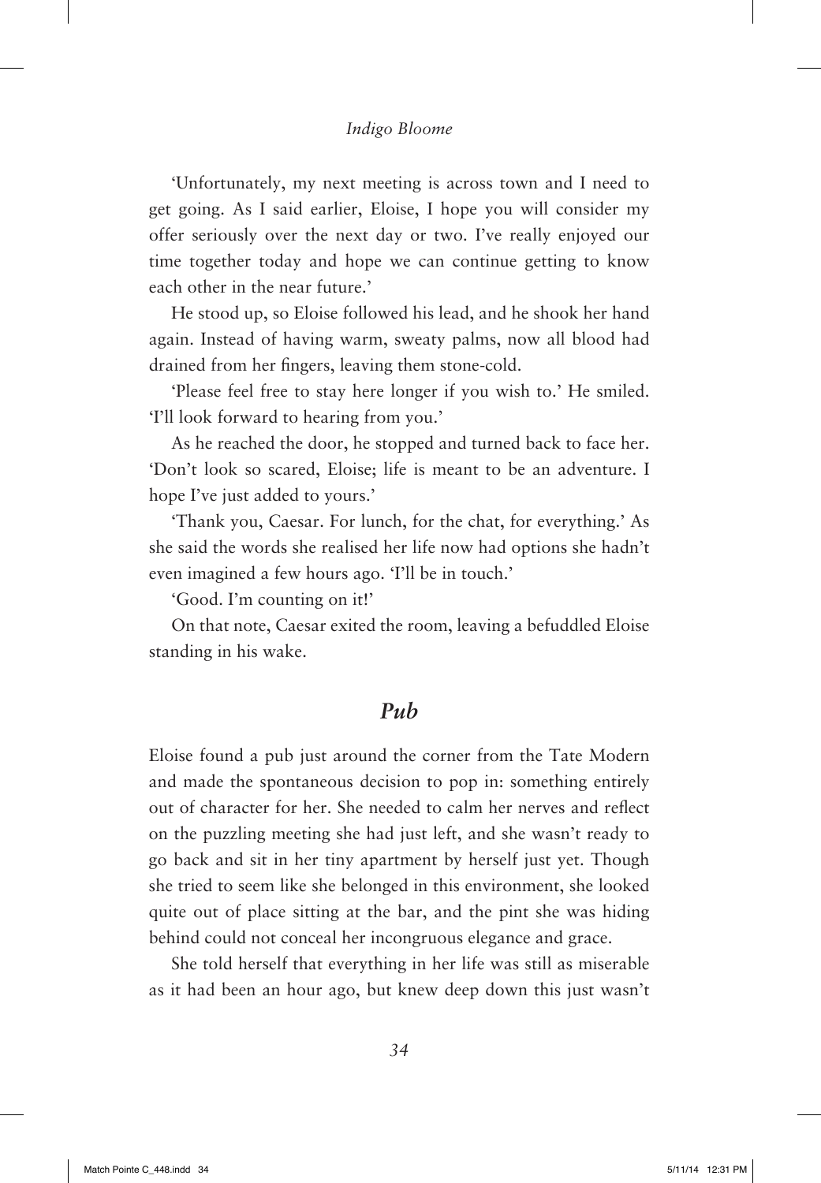'Unfortunately, my next meeting is across town and I need to get going. As I said earlier, Eloise, I hope you will consider my offer seriously over the next day or two. I've really enjoyed our time together today and hope we can continue getting to know each other in the near future.'

He stood up, so Eloise followed his lead, and he shook her hand again. Instead of having warm, sweaty palms, now all blood had drained from her fingers, leaving them stone-cold.

'Please feel free to stay here longer if you wish to.' He smiled. 'I'll look forward to hearing from you.'

As he reached the door, he stopped and turned back to face her. 'Don't look so scared, Eloise; life is meant to be an adventure. I hope I've just added to yours.'

'Thank you, Caesar. For lunch, for the chat, for everything.' As she said the words she realised her life now had options she hadn't even imagined a few hours ago. 'I'll be in touch.'

'Good. I'm counting on it!'

On that note, Caesar exited the room, leaving a befuddled Eloise standing in his wake.

## *Pub*

Eloise found a pub just around the corner from the Tate Modern and made the spontaneous decision to pop in: something entirely out of character for her. She needed to calm her nerves and reflect on the puzzling meeting she had just left, and she wasn't ready to go back and sit in her tiny apartment by herself just yet. Though she tried to seem like she belonged in this environment, she looked quite out of place sitting at the bar, and the pint she was hiding behind could not conceal her incongruous elegance and grace.

She told herself that everything in her life was still as miserable as it had been an hour ago, but knew deep down this just wasn't